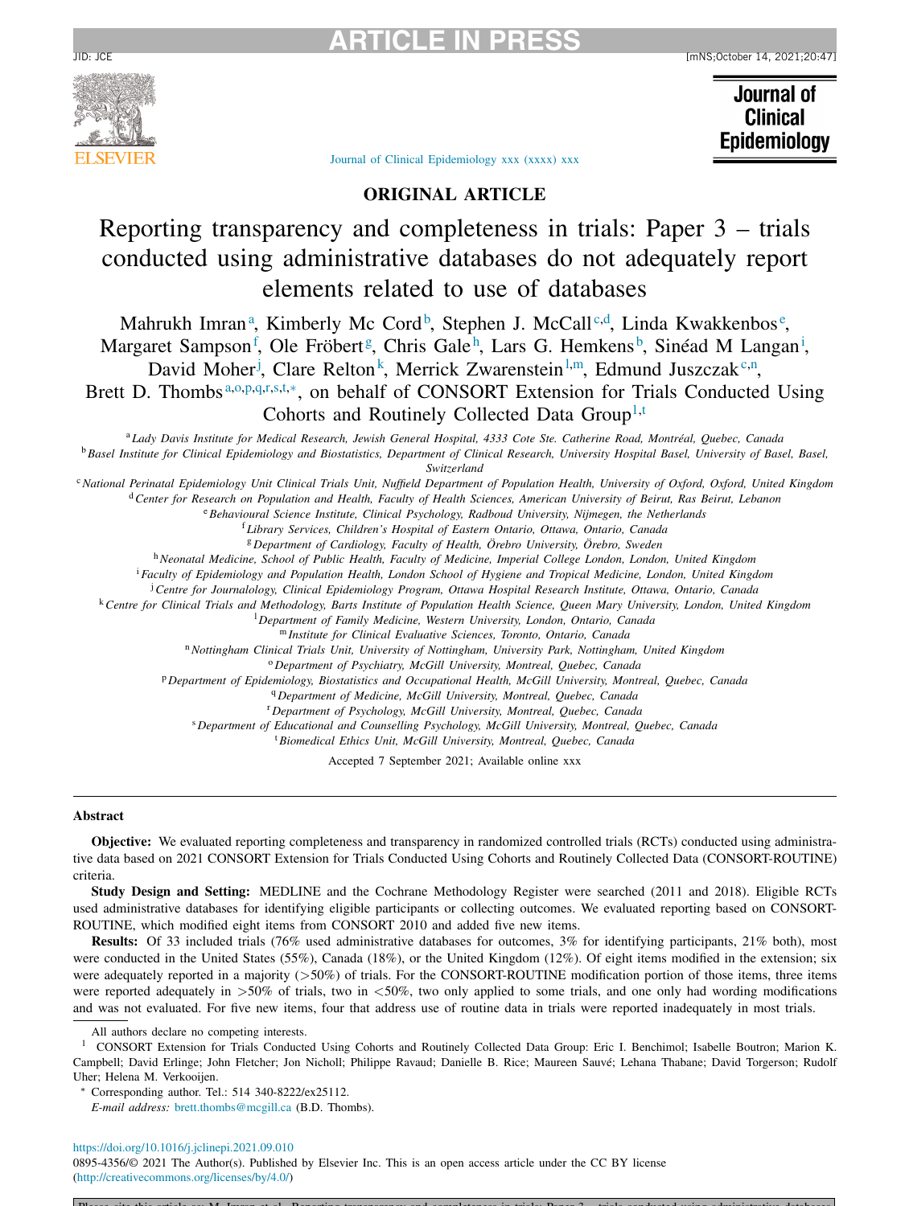ORIGINAL ARTICLE

# Reporting transparency and completeness in trials: Paper 3 – trials conducted using administrative databases do not adequately report elements related to use of databases

Mahrukh Imran[a], Kimberly Mc Cord[b], Stephen J. McCall[c,d], Linda Kwakkenbos[e], Margaret Sampson[f], Ole Fröbert[g], Chris Gale[h], Lars G. Hemkens[b], Sinéad M Langan[i], David Moher[j], Clare Relton[k], Merrick Zwarenstein[l,m], Edmund Juszczak[c,n], Brett D. Thombs[a,o,p,q,r,s,t,*], on behalf of CONSORT Extension for Trials Conducted Using Cohorts and Routinely Collected Data Group[1,t]

[a] Lady Davis Institute for Medical Research, Jewish General Hospital, 4333 Cote Ste. Catherine Road, Montréal, Quebec, Canada
[b] Basel Institute for Clinical Epidemiology and Biostatistics, Department of Clinical Research, University Hospital Basel, University of Basel, Basel, Switzerland
[c] National Perinatal Epidemiology Unit Clinical Trials Unit, Nuffield Department of Population Health, University of Oxford, Oxford, United Kingdom
[d] Center for Research on Population and Health, Faculty of Health Sciences, American University of Beirut, Ras Beirut, Lebanon
[e] Behavioural Science Institute, Clinical Psychology, Radboud University, Nijmegen, the Netherlands
[f] Library Services, Children's Hospital of Eastern Ontario, Ottawa, Ontario, Canada
[g] Department of Cardiology, Faculty of Health, Örebro University, Örebro, Sweden
[h] Neonatal Medicine, School of Public Health, Faculty of Medicine, Imperial College London, London, United Kingdom
[i] Faculty of Epidemiology and Population Health, London School of Hygiene and Tropical Medicine, London, United Kingdom
[j] Centre for Journalology, Clinical Epidemiology Program, Ottawa Hospital Research Institute, Ottawa, Ontario, Canada
[k] Centre for Clinical Trials and Methodology, Barts Institute of Population Health Science, Queen Mary University, London, United Kingdom
[l] Department of Family Medicine, Western University, London, Ontario, Canada
[m] Institute for Clinical Evaluative Sciences, Toronto, Ontario, Canada
[n] Nottingham Clinical Trials Unit, University of Nottingham, University Park, Nottingham, United Kingdom
[o] Department of Psychiatry, McGill University, Montreal, Quebec, Canada
[p] Department of Epidemiology, Biostatistics and Occupational Health, McGill University, Montreal, Quebec, Canada
[q] Department of Medicine, McGill University, Montreal, Quebec, Canada
[r] Department of Psychology, McGill University, Montreal, Quebec, Canada
[s] Department of Educational and Counselling Psychology, McGill University, Montreal, Quebec, Canada
[t] Biomedical Ethics Unit, McGill University, Montreal, Quebec, Canada

Accepted 7 September 2021; Available online xxx

## Abstract

**Objective:** We evaluated reporting completeness and transparency in randomized controlled trials (RCTs) conducted using administrative data based on 2021 CONSORT Extension for Trials Conducted Using Cohorts and Routinely Collected Data (CONSORT-ROUTINE) criteria.

**Study Design and Setting:** MEDLINE and the Cochrane Methodology Register were searched (2011 and 2018). Eligible RCTs used administrative databases for identifying eligible participants or collecting outcomes. We evaluated reporting based on CONSORT-ROUTINE, which modified eight items from CONSORT 2010 and added five new items.

**Results:** Of 33 included trials (76% used administrative databases for outcomes, 3% for identifying participants, 21% both), most were conducted in the United States (55%), Canada (18%), or the United Kingdom (12%). Of eight items modified in the extension; six were adequately reported in a majority (>50%) of trials. For the CONSORT-ROUTINE modification portion of those items, three items were reported adequately in >50% of trials, two in <50%, two only applied to some trials, and one only had wording modifications and was not evaluated. For five new items, four that address use of routine data in trials were reported inadequately in most trials.

All authors declare no competing interests.

[1] CONSORT Extension for Trials Conducted Using Cohorts and Routinely Collected Data Group: Eric I. Benchimol; Isabelle Boutron; Marion K. Campbell; David Erlinge; John Fletcher; Jon Nicholl; Philippe Ravaud; Danielle B. Rice; Maureen Sauvé; Lehana Thabane; David Torgerson; Rudolf Uher; Helena M. Verkooijen.

\* Corresponding author. Tel.: 514 340-8222/ex25112.
*E-mail address:* brett.thombs@mcgill.ca (B.D. Thombs).

https://doi.org/10.1016/j.jclinepi.2021.09.010
0895-4356/© 2021 The Author(s). Published by Elsevier Inc. This is an open access article under the CC BY license (http://creativecommons.org/licenses/by/4.0/)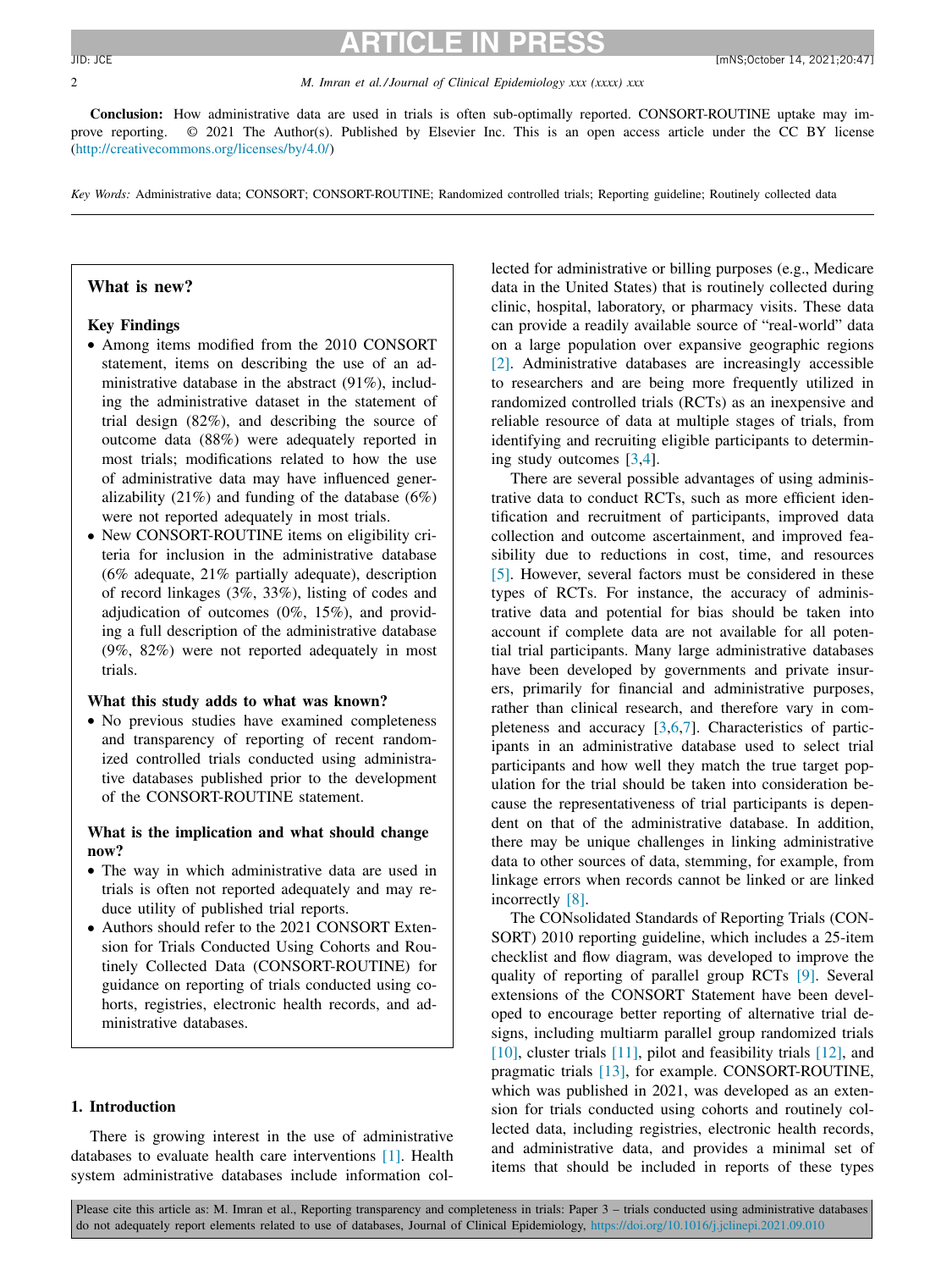**Conclusion:** How administrative data are used in trials is often sub-optimally reported. CONSORT-ROUTINE uptake may improve reporting. © 2021 The Author(s). Published by Elsevier Inc. This is an open access article under the CC BY license (http://creativecommons.org/licenses/by/4.0/)

*Key Words:* Administrative data; CONSORT; CONSORT-ROUTINE; Randomized controlled trials; Reporting guideline; Routinely collected data

---

### What is new?

**Key Findings**

- Among items modified from the 2010 CONSORT statement, items on describing the use of an administrative database in the abstract (91%), including the administrative dataset in the statement of trial design (82%), and describing the source of outcome data (88%) were adequately reported in most trials; modifications related to how the use of administrative data may have influenced generalizability (21%) and funding of the database (6%) were not reported adequately in most trials.
- New CONSORT-ROUTINE items on eligibility criteria for inclusion in the administrative database (6% adequate, 21% partially adequate), description of record linkages (3%, 33%), listing of codes and adjudication of outcomes (0%, 15%), and providing a full description of the administrative database (9%, 82%) were not reported adequately in most trials.

**What this study adds to what was known?**

- No previous studies have examined completeness and transparency of reporting of recent randomized controlled trials conducted using administrative databases published prior to the development of the CONSORT-ROUTINE statement.

**What is the implication and what should change now?**

- The way in which administrative data are used in trials is often not reported adequately and may reduce utility of published trial reports.
- Authors should refer to the 2021 CONSORT Extension for Trials Conducted Using Cohorts and Routinely Collected Data (CONSORT-ROUTINE) for guidance on reporting of trials conducted using cohorts, registries, electronic health records, and administrative databases.

## 1. Introduction

There is growing interest in the use of administrative databases to evaluate health care interventions [1]. Health system administrative databases include information collected for administrative or billing purposes (e.g., Medicare data in the United States) that is routinely collected during clinic, hospital, laboratory, or pharmacy visits. These data can provide a readily available source of "real-world" data on a large population over expansive geographic regions [2]. Administrative databases are increasingly accessible to researchers and are being more frequently utilized in randomized controlled trials (RCTs) as an inexpensive and reliable resource of data at multiple stages of trials, from identifying and recruiting eligible participants to determining study outcomes [3,4].

There are several possible advantages of using administrative data to conduct RCTs, such as more efficient identification and recruitment of participants, improved data collection and outcome ascertainment, and improved feasibility due to reductions in cost, time, and resources [5]. However, several factors must be considered in these types of RCTs. For instance, the accuracy of administrative data and potential for bias should be taken into account if complete data are not available for all potential trial participants. Many large administrative databases have been developed by governments and private insurers, primarily for financial and administrative purposes, rather than clinical research, and therefore vary in completeness and accuracy [3,6,7]. Characteristics of participants in an administrative database used to select trial participants and how well they match the true target population for the trial should be taken into consideration because the representativeness of trial participants is dependent on that of the administrative database. In addition, there may be unique challenges in linking administrative data to other sources of data, stemming, for example, from linkage errors when records cannot be linked or are linked incorrectly [8].

The CONsolidated Standards of Reporting Trials (CONSORT) 2010 reporting guideline, which includes a 25-item checklist and flow diagram, was developed to improve the quality of reporting of parallel group RCTs [9]. Several extensions of the CONSORT Statement have been developed to encourage better reporting of alternative trial designs, including multiarm parallel group randomized trials [10], cluster trials [11], pilot and feasibility trials [12], and pragmatic trials [13], for example. CONSORT-ROUTINE, which was published in 2021, was developed as an extension for trials conducted using cohorts and routinely collected data, including registries, electronic health records, and administrative data, and provides a minimal set of items that should be included in reports of these types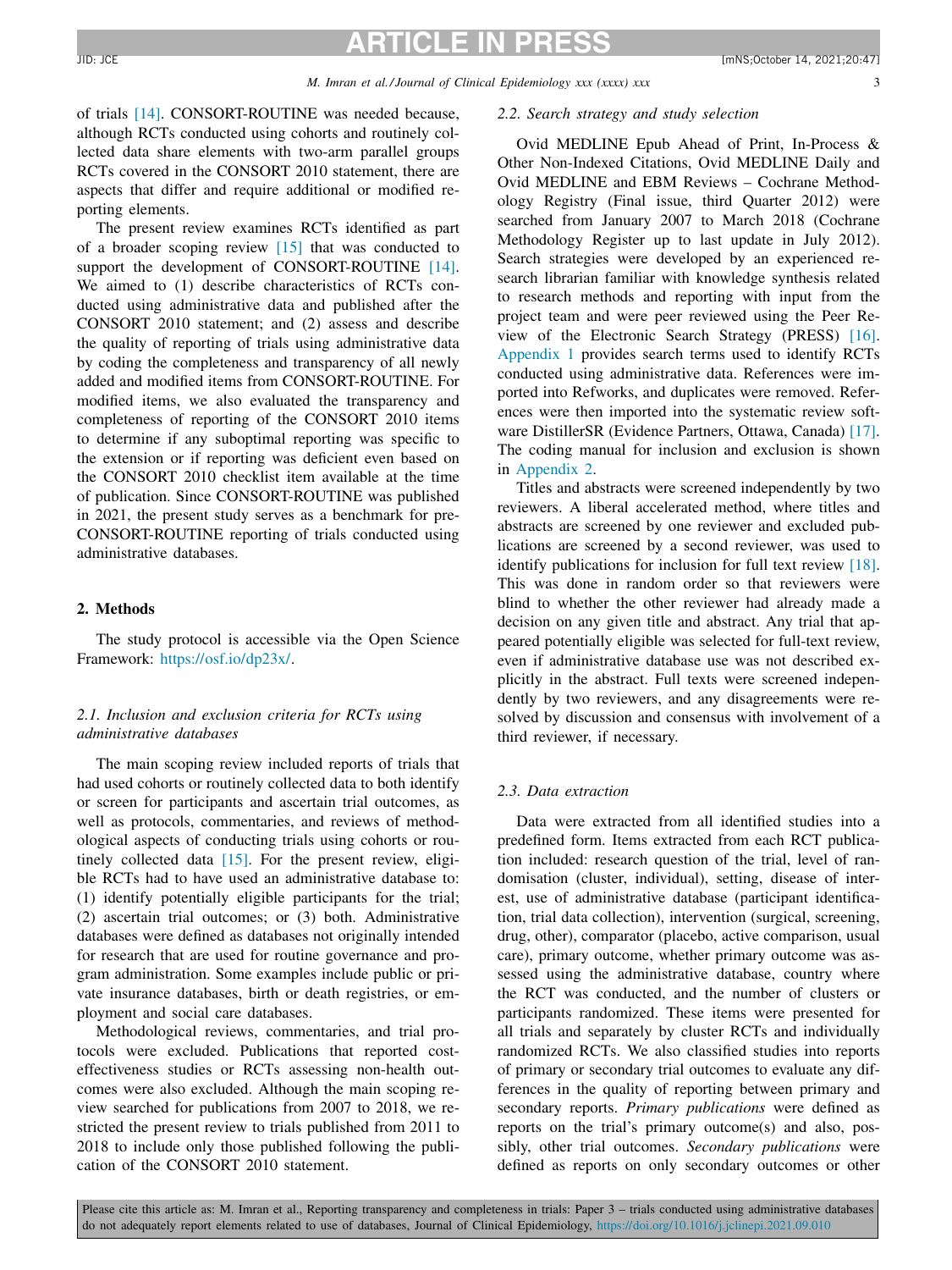of trials [14]. CONSORT-ROUTINE was needed because, although RCTs conducted using cohorts and routinely collected data share elements with two-arm parallel groups RCTs covered in the CONSORT 2010 statement, there are aspects that differ and require additional or modified reporting elements.

The present review examines RCTs identified as part of a broader scoping review [15] that was conducted to support the development of CONSORT-ROUTINE [14]. We aimed to (1) describe characteristics of RCTs conducted using administrative data and published after the CONSORT 2010 statement; and (2) assess and describe the quality of reporting of trials using administrative data by coding the completeness and transparency of all newly added and modified items from CONSORT-ROUTINE. For modified items, we also evaluated the transparency and completeness of reporting of the CONSORT 2010 items to determine if any suboptimal reporting was specific to the extension or if reporting was deficient even based on the CONSORT 2010 checklist item available at the time of publication. Since CONSORT-ROUTINE was published in 2021, the present study serves as a benchmark for pre-CONSORT-ROUTINE reporting of trials conducted using administrative databases.

## 2. Methods

The study protocol is accessible via the Open Science Framework: https://osf.io/dp23x/.

### 2.1. Inclusion and exclusion criteria for RCTs using administrative databases

The main scoping review included reports of trials that had used cohorts or routinely collected data to both identify or screen for participants and ascertain trial outcomes, as well as protocols, commentaries, and reviews of methodological aspects of conducting trials using cohorts or routinely collected data [15]. For the present review, eligible RCTs had to have used an administrative database to: (1) identify potentially eligible participants for the trial; (2) ascertain trial outcomes; or (3) both. Administrative databases were defined as databases not originally intended for research that are used for routine governance and program administration. Some examples include public or private insurance databases, birth or death registries, or employment and social care databases.

Methodological reviews, commentaries, and trial protocols were excluded. Publications that reported cost-effectiveness studies or RCTs assessing non-health outcomes were also excluded. Although the main scoping review searched for publications from 2007 to 2018, we restricted the present review to trials published from 2011 to 2018 to include only those published following the publication of the CONSORT 2010 statement.

### 2.2. Search strategy and study selection

Ovid MEDLINE Epub Ahead of Print, In-Process & Other Non-Indexed Citations, Ovid MEDLINE Daily and Ovid MEDLINE and EBM Reviews – Cochrane Methodology Registry (Final issue, third Quarter 2012) were searched from January 2007 to March 2018 (Cochrane Methodology Register up to last update in July 2012). Search strategies were developed by an experienced research librarian familiar with knowledge synthesis related to research methods and reporting with input from the project team and were peer reviewed using the Peer Review of the Electronic Search Strategy (PRESS) [16]. Appendix 1 provides search terms used to identify RCTs conducted using administrative data. References were imported into Refworks, and duplicates were removed. References were then imported into the systematic review software DistillerSR (Evidence Partners, Ottawa, Canada) [17]. The coding manual for inclusion and exclusion is shown in Appendix 2.

Titles and abstracts were screened independently by two reviewers. A liberal accelerated method, where titles and abstracts are screened by one reviewer and excluded publications are screened by a second reviewer, was used to identify publications for inclusion for full text review [18]. This was done in random order so that reviewers were blind to whether the other reviewer had already made a decision on any given title and abstract. Any trial that appeared potentially eligible was selected for full-text review, even if administrative database use was not described explicitly in the abstract. Full texts were screened independently by two reviewers, and any disagreements were resolved by discussion and consensus with involvement of a third reviewer, if necessary.

### 2.3. Data extraction

Data were extracted from all identified studies into a predefined form. Items extracted from each RCT publication included: research question of the trial, level of randomisation (cluster, individual), setting, disease of interest, use of administrative database (participant identification, trial data collection), intervention (surgical, screening, drug, other), comparator (placebo, active comparison, usual care), primary outcome, whether primary outcome was assessed using the administrative database, country where the RCT was conducted, and the number of clusters or participants randomized. These items were presented for all trials and separately by cluster RCTs and individually randomized RCTs. We also classified studies into reports of primary or secondary trial outcomes to evaluate any differences in the quality of reporting between primary and secondary reports. *Primary publications* were defined as reports on the trial's primary outcome(s) and also, possibly, other trial outcomes. *Secondary publications* were defined as reports on only secondary outcomes or other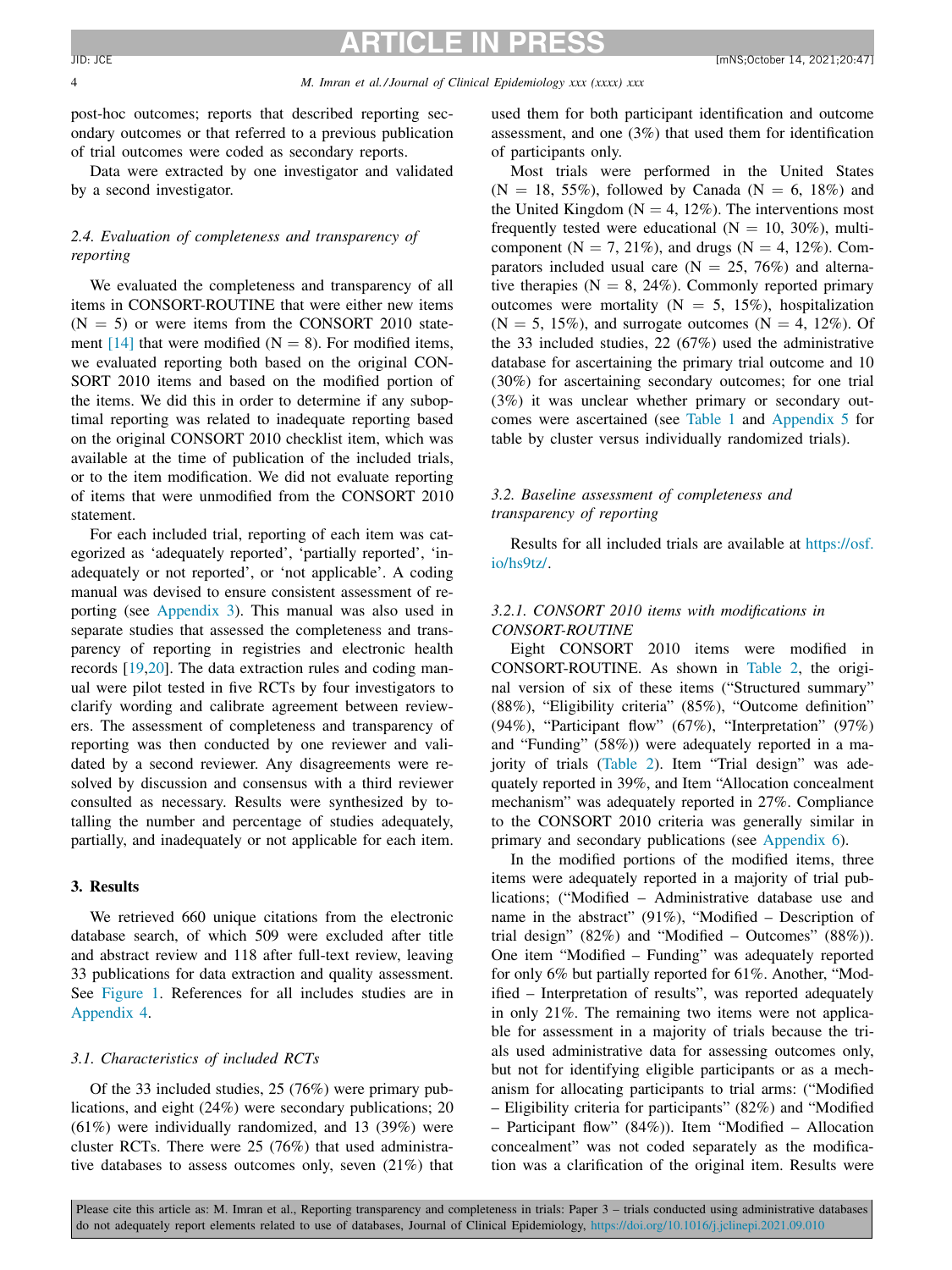post-hoc outcomes; reports that described reporting secondary outcomes or that referred to a previous publication of trial outcomes were coded as secondary reports.

Data were extracted by one investigator and validated by a second investigator.

### 2.4. Evaluation of completeness and transparency of reporting

We evaluated the completeness and transparency of all items in CONSORT-ROUTINE that were either new items (N = 5) or were items from the CONSORT 2010 statement [14] that were modified (N = 8). For modified items, we evaluated reporting both based on the original CONSORT 2010 items and based on the modified portion of the items. We did this in order to determine if any suboptimal reporting was related to inadequate reporting based on the original CONSORT 2010 checklist item, which was available at the time of publication of the included trials, or to the item modification. We did not evaluate reporting of items that were unmodified from the CONSORT 2010 statement.

For each included trial, reporting of each item was categorized as 'adequately reported', 'partially reported', 'inadequately or not reported', or 'not applicable'. A coding manual was devised to ensure consistent assessment of reporting (see Appendix 3). This manual was also used in separate studies that assessed the completeness and transparency of reporting in registries and electronic health records [19,20]. The data extraction rules and coding manual were pilot tested in five RCTs by four investigators to clarify wording and calibrate agreement between reviewers. The assessment of completeness and transparency of reporting was then conducted by one reviewer and validated by a second reviewer. Any disagreements were resolved by discussion and consensus with a third reviewer consulted as necessary. Results were synthesized by totalling the number and percentage of studies adequately, partially, and inadequately or not applicable for each item.

## 3. Results

We retrieved 660 unique citations from the electronic database search, of which 509 were excluded after title and abstract review and 118 after full-text review, leaving 33 publications for data extraction and quality assessment. See Figure 1. References for all includes studies are in Appendix 4.

### 3.1. Characteristics of included RCTs

Of the 33 included studies, 25 (76%) were primary publications, and eight (24%) were secondary publications; 20 (61%) were individually randomized, and 13 (39%) were cluster RCTs. There were 25 (76%) that used administrative databases to assess outcomes only, seven (21%) that used them for both participant identification and outcome assessment, and one (3%) that used them for identification of participants only.

Most trials were performed in the United States (N = 18, 55%), followed by Canada (N = 6, 18%) and the United Kingdom (N = 4, 12%). The interventions most frequently tested were educational (N = 10, 30%), multi-component (N = 7, 21%), and drugs (N = 4, 12%). Comparators included usual care (N = 25, 76%) and alternative therapies (N = 8, 24%). Commonly reported primary outcomes were mortality (N = 5, 15%), hospitalization (N = 5, 15%), and surrogate outcomes (N = 4, 12%). Of the 33 included studies, 22 (67%) used the administrative database for ascertaining the primary trial outcome and 10 (30%) for ascertaining secondary outcomes; for one trial (3%) it was unclear whether primary or secondary outcomes were ascertained (see Table 1 and Appendix 5 for table by cluster versus individually randomized trials).

### 3.2. Baseline assessment of completeness and transparency of reporting

Results for all included trials are available at https://osf.io/hs9tz/.

#### 3.2.1. CONSORT 2010 items with modifications in CONSORT-ROUTINE

Eight CONSORT 2010 items were modified in CONSORT-ROUTINE. As shown in Table 2, the original version of six of these items ("Structured summary" (88%), "Eligibility criteria" (85%), "Outcome definition" (94%), "Participant flow" (67%), "Interpretation" (97%) and "Funding" (58%)) were adequately reported in a majority of trials (Table 2). Item "Trial design" was adequately reported in 39%, and Item "Allocation concealment mechanism" was adequately reported in 27%. Compliance to the CONSORT 2010 criteria was generally similar in primary and secondary publications (see Appendix 6).

In the modified portions of the modified items, three items were adequately reported in a majority of trial publications; ("Modified – Administrative database use and name in the abstract" (91%), "Modified – Description of trial design" (82%) and "Modified – Outcomes" (88%)). One item "Modified – Funding" was adequately reported for only 6% but partially reported for 61%. Another, "Modified – Interpretation of results", was reported adequately in only 21%. The remaining two items were not applicable for assessment in a majority of trials because the trials used administrative data for assessing outcomes only, but not for identifying eligible participants or as a mechanism for allocating participants to trial arms: ("Modified – Eligibility criteria for participants" (82%) and "Modified – Participant flow" (84%)). Item "Modified – Allocation concealment" was not coded separately as the modification was a clarification of the original item. Results were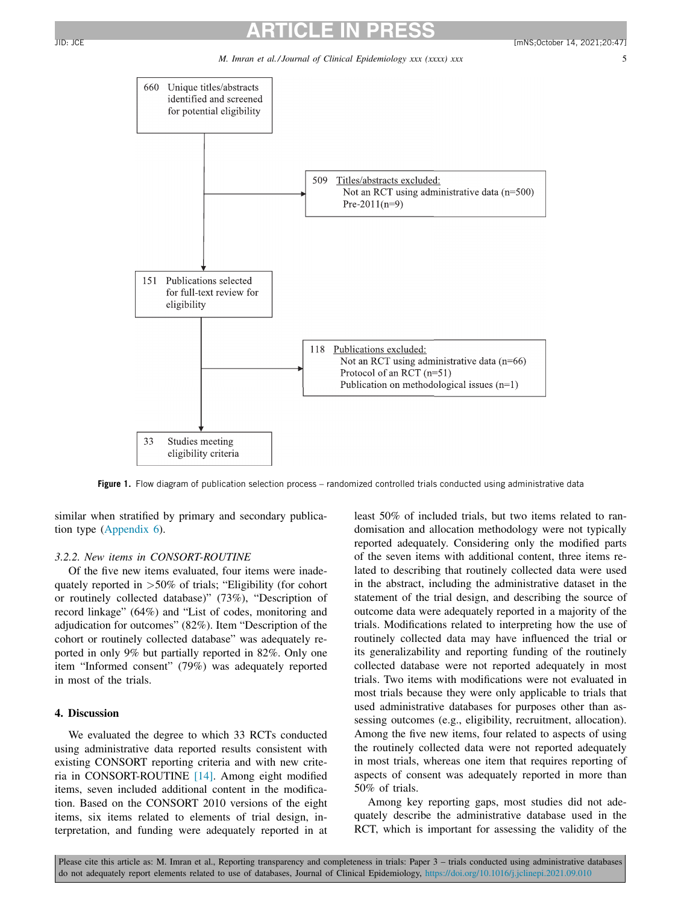660 Unique titles/abstracts identified and screened for potential eligibility

509 Titles/abstracts excluded:
Not an RCT using administrative data (n=500)
Pre-2011(n=9)

151 Publications selected for full-text review for eligibility

118 Publications excluded:
Not an RCT using administrative data (n=66)
Protocol of an RCT (n=51)
Publication on methodological issues (n=1)

33 Studies meeting eligibility criteria

**Figure 1.** Flow diagram of publication selection process – randomized controlled trials conducted using administrative data

similar when stratified by primary and secondary publication type (Appendix 6).

### 3.2.2. New items in CONSORT-ROUTINE

Of the five new items evaluated, four items were inadequately reported in >50% of trials; "Eligibility (for cohort or routinely collected database)" (73%), "Description of record linkage" (64%) and "List of codes, monitoring and adjudication for outcomes" (82%). Item "Description of the cohort or routinely collected database" was adequately reported in only 9% but partially reported in 82%. Only one item "Informed consent" (79%) was adequately reported in most of the trials.

## 4. Discussion

We evaluated the degree to which 33 RCTs conducted using administrative data reported results consistent with existing CONSORT reporting criteria and with new criteria in CONSORT-ROUTINE [14]. Among eight modified items, seven included additional content in the modification. Based on the CONSORT 2010 versions of the eight items, six items related to elements of trial design, interpretation, and funding were adequately reported in at least 50% of included trials, but two items related to randomisation and allocation methodology were not typically reported adequately. Considering only the modified parts of the seven items with additional content, three items related to describing that routinely collected data were used in the abstract, including the administrative dataset in the statement of the trial design, and describing the source of outcome data were adequately reported in a majority of the trials. Modifications related to interpreting how the use of routinely collected data may have influenced the trial or its generalizability and reporting funding of the routinely collected database were not reported adequately in most trials. Two items with modifications were not evaluated in most trials because they were only applicable to trials that used administrative databases for purposes other than assessing outcomes (e.g., eligibility, recruitment, allocation). Among the five new items, four related to aspects of using the routinely collected data were not reported adequately in most trials, whereas one item that requires reporting of aspects of consent was adequately reported in more than 50% of trials.

Among key reporting gaps, most studies did not adequately describe the administrative database used in the RCT, which is important for assessing the validity of the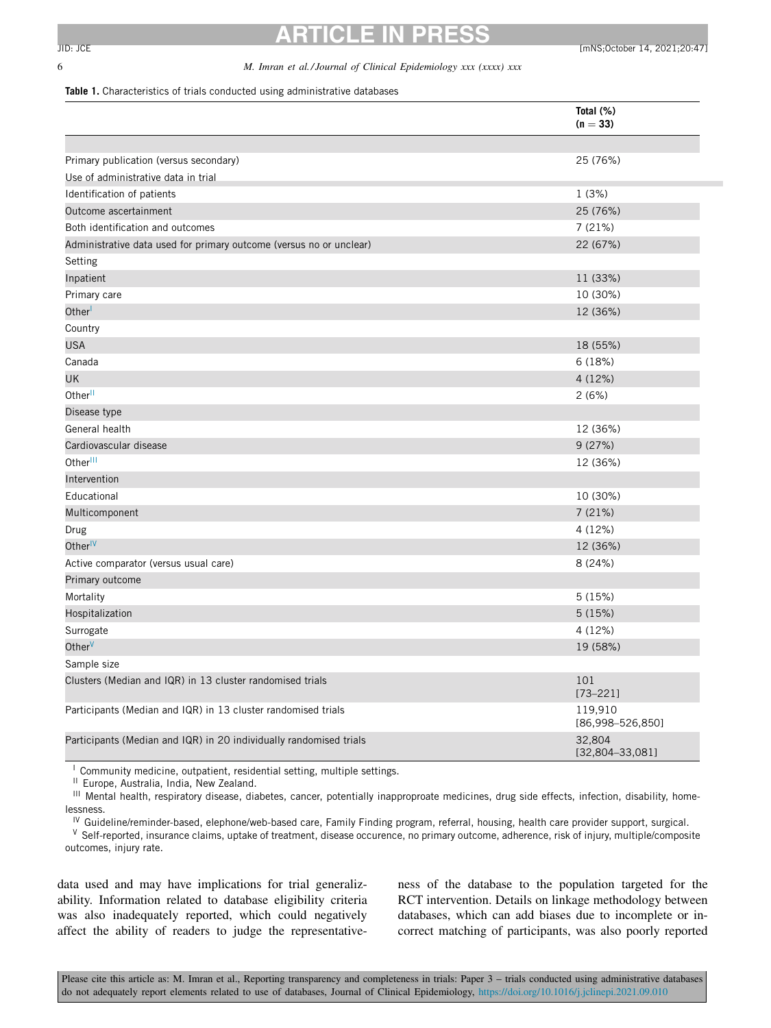**Table 1.** Characteristics of trials conducted using administrative databases

| | Total (%) (n = 33) |
|---|---|
| Primary publication (versus secondary) | 25 (76%) |
| Use of administrative data in trial | |
| Identification of patients | 1 (3%) |
| Outcome ascertainment | 25 (76%) |
| Both identification and outcomes | 7 (21%) |
| Administrative data used for primary outcome (versus no or unclear) | 22 (67%) |
| Setting | |
| Inpatient | 11 (33%) |
| Primary care | 10 (30%) |
| Other[I] | 12 (36%) |
| Country | |
| USA | 18 (55%) |
| Canada | 6 (18%) |
| UK | 4 (12%) |
| Other[II] | 2 (6%) |
| Disease type | |
| General health | 12 (36%) |
| Cardiovascular disease | 9 (27%) |
| Other[III] | 12 (36%) |
| Intervention | |
| Educational | 10 (30%) |
| Multicomponent | 7 (21%) |
| Drug | 4 (12%) |
| Other[IV] | 12 (36%) |
| Active comparator (versus usual care) | 8 (24%) |
| Primary outcome | |
| Mortality | 5 (15%) |
| Hospitalization | 5 (15%) |
| Surrogate | 4 (12%) |
| Other[V] | 19 (58%) |
| Sample size | |
| Clusters (Median and IQR) in 13 cluster randomised trials | 101 [73–221] |
| Participants (Median and IQR) in 13 cluster randomised trials | 119,910 [86,998–526,850] |
| Participants (Median and IQR) in 20 individually randomised trials | 32,804 [32,804–33,081] |

[I] Community medicine, outpatient, residential setting, multiple settings.
[II] Europe, Australia, India, New Zealand.
[III] Mental health, respiratory disease, diabetes, cancer, potentially inapproproate medicines, drug side effects, infection, disability, homelessness.
[IV] Guideline/reminder-based, elephone/web-based care, Family Finding program, referral, housing, health care provider support, surgical.
[V] Self-reported, insurance claims, uptake of treatment, disease occurence, no primary outcome, adherence, risk of injury, multiple/composite outcomes, injury rate.

data used and may have implications for trial generalizability. Information related to database eligibility criteria was also inadequately reported, which could negatively affect the ability of readers to judge the representativeness of the database to the population targeted for the RCT intervention. Details on linkage methodology between databases, which can add biases due to incomplete or incorrect matching of participants, was also poorly reported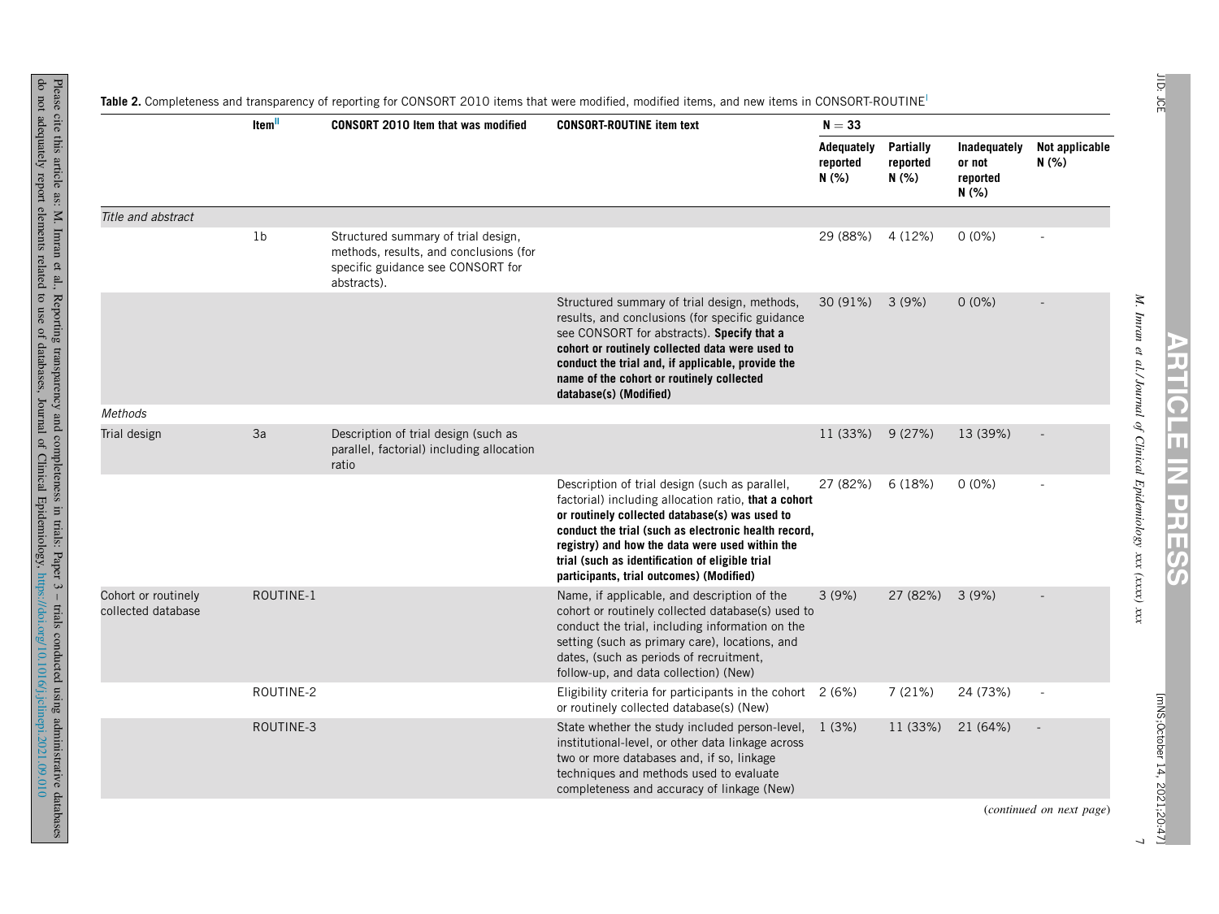**Table 2.** Completeness and transparency of reporting for CONSORT 2010 items that were modified, modified items, and new items in CONSORT-ROUTINE[i]

| | Item[ii] | CONSORT 2010 Item that was modified | CONSORT-ROUTINE item text | N = 33 | | | |
|---|---|---|---|---|---|---|---|
| | | | | Adequately reported N (%) | Partially reported N (%) | Inadequately or not reported N (%) | Not applicable N (%) |
| *Title and abstract* | | | | | | | |
| | 1b | Structured summary of trial design, methods, results, and conclusions (for specific guidance see CONSORT for abstracts). | | 29 (88%) | 4 (12%) | 0 (0%) | - |
| | | | Structured summary of trial design, methods, results, and conclusions (for specific guidance see CONSORT for abstracts). **Specify that a cohort or routinely collected data were used to conduct the trial and, if applicable, provide the name of the cohort or routinely collected database(s) (Modified)** | 30 (91%) | 3 (9%) | 0 (0%) | - |
| *Methods* | | | | | | | |
| Trial design | 3a | Description of trial design (such as parallel, factorial) including allocation ratio | | 11 (33%) | 9 (27%) | 13 (39%) | - |
| | | | Description of trial design (such as parallel, factorial) including allocation ratio, **that a cohort or routinely collected database(s) was used to conduct the trial (such as electronic health record, registry) and how the data were used within the trial (such as identification of eligible trial participants, trial outcomes) (Modified)** | 27 (82%) | 6 (18%) | 0 (0%) | - |
| Cohort or routinely collected database | ROUTINE-1 | | Name, if applicable, and description of the cohort or routinely collected database(s) used to conduct the trial, including information on the setting (such as primary care), locations, and dates, (such as periods of recruitment, follow-up, and data collection) (New) | 3 (9%) | 27 (82%) | 3 (9%) | - |
| | ROUTINE-2 | | Eligibility criteria for participants in the cohort or routinely collected database(s) (New) | 2 (6%) | 7 (21%) | 24 (73%) | - |
| | ROUTINE-3 | | State whether the study included person-level, institutional-level, or other data linkage across two or more databases and, if so, linkage techniques and methods used to evaluate completeness and accuracy of linkage (New) | 1 (3%) | 11 (33%) | 21 (64%) | - |

(*continued on next page*)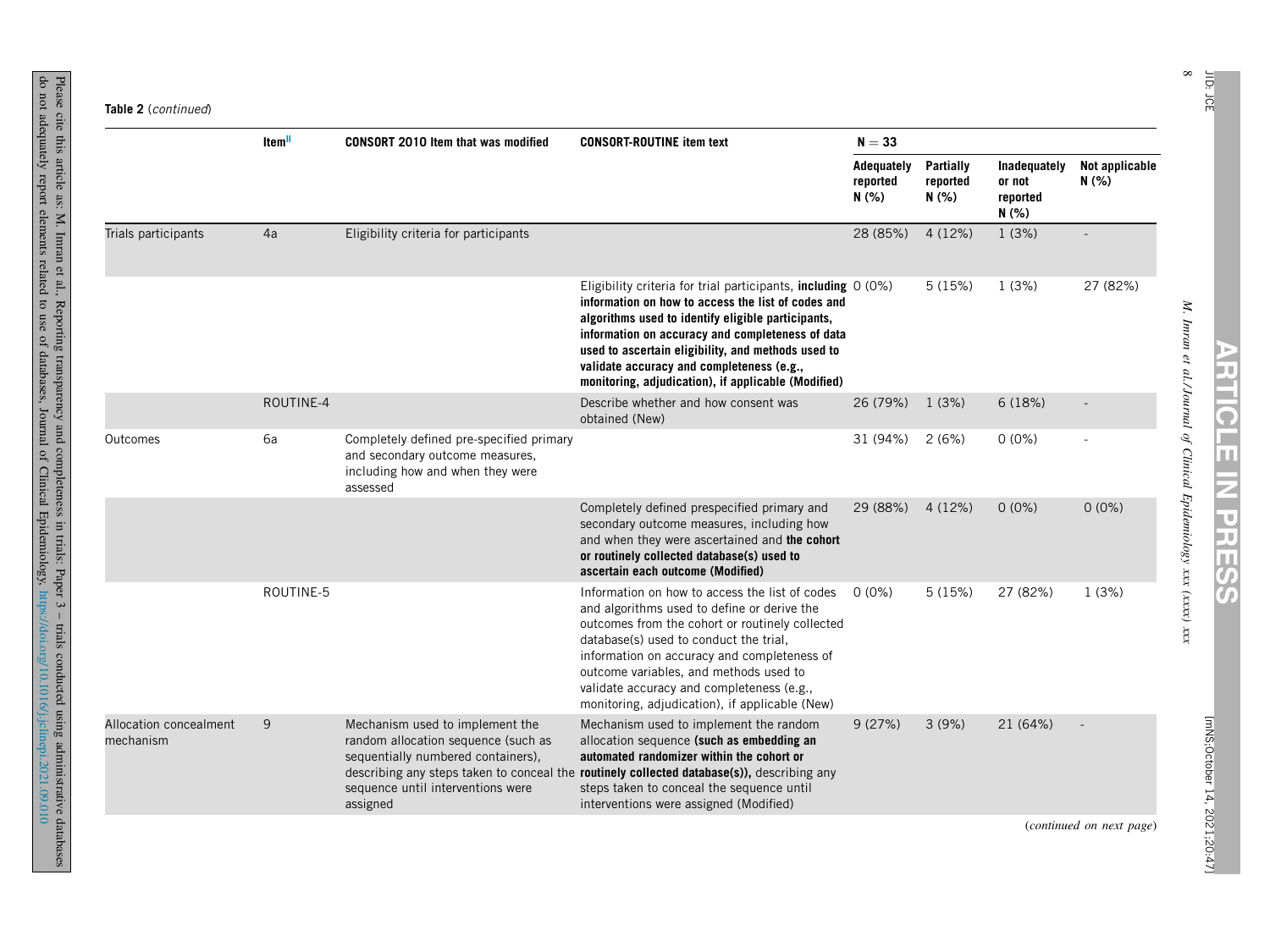**Table 2** (*continued*)

| | Item[ll] | CONSORT 2010 Item that was modified | CONSORT-ROUTINE item text | N = 33 | | | |
|---|---|---|---|---|---|---|---|
| | | | | Adequately reported N (%) | Partially reported N (%) | Inadequately or not reported N (%) | Not applicable N (%) |
| Trials participants | 4a | Eligibility criteria for participants | | 28 (85%) | 4 (12%) | 1 (3%) | - |
| | | | Eligibility criteria for trial participants, **including information on how to access the list of codes and algorithms used to identify eligible participants, information on accuracy and completeness of data used to ascertain eligibility, and methods used to validate accuracy and completeness (e.g., monitoring, adjudication), if applicable (Modified)** | 0 (0%) | 5 (15%) | 1 (3%) | 27 (82%) |
| | ROUTINE-4 | | Describe whether and how consent was obtained (New) | 26 (79%) | 1 (3%) | 6 (18%) | - |
| Outcomes | 6a | Completely defined pre-specified primary and secondary outcome measures, including how and when they were assessed | | 31 (94%) | 2 (6%) | 0 (0%) | - |
| | | | Completely defined prespecified primary and secondary outcome measures, including how and when they were ascertained and **the cohort or routinely collected database(s) used to ascertain each outcome (Modified)** | 29 (88%) | 4 (12%) | 0 (0%) | 0 (0%) |
| | ROUTINE-5 | | Information on how to access the list of codes and algorithms used to define or derive the outcomes from the cohort or routinely collected database(s) used to conduct the trial, information on accuracy and completeness of outcome variables, and methods used to validate accuracy and completeness (e.g., monitoring, adjudication), if applicable (New) | 0 (0%) | 5 (15%) | 27 (82%) | 1 (3%) |
| Allocation concealment mechanism | 9 | Mechanism used to implement the random allocation sequence (such as sequentially numbered containers), describing any steps taken to conceal the sequence until interventions were assigned | Mechanism used to implement the random allocation sequence **(such as embedding an automated randomizer within the cohort or routinely collected database(s)),** describing any steps taken to conceal the sequence until interventions were assigned (Modified) | 9 (27%) | 3 (9%) | 21 (64%) | - |

(*continued on next page*)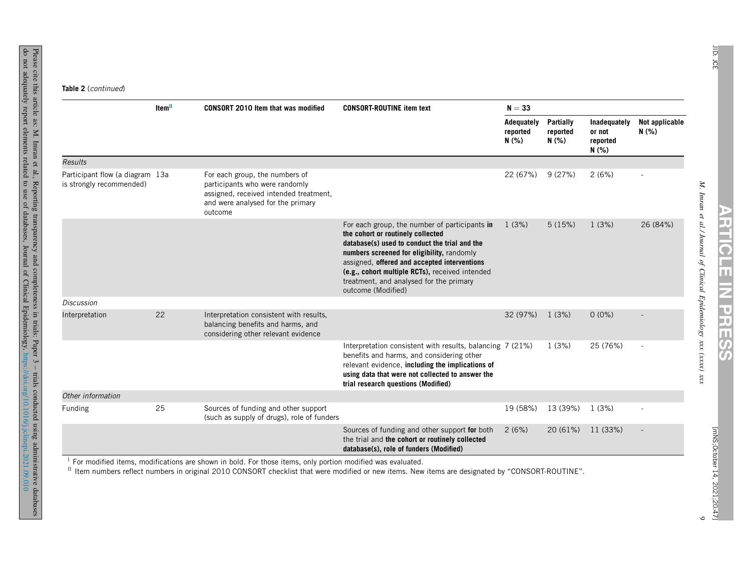**Table 2** (*continued*)

| | Item[II] | CONSORT 2010 Item that was modified | CONSORT-ROUTINE item text | N = 33 | | | |
|---|---|---|---|---|---|---|---|
| | | | | Adequately reported N (%) | Partially reported N (%) | Inadequately or not reported N (%) | Not applicable N (%) |
| *Results* | | | | | | | |
| Participant flow (a diagram is strongly recommended) | 13a | For each group, the numbers of participants who were randomly assigned, received intended treatment, and were analysed for the primary outcome | | 22 (67%) | 9 (27%) | 2 (6%) | - |
| | | | For each group, the number of participants **in the cohort or routinely collected database(s) used to conduct the trial and the numbers screened for eligibility,** randomly assigned, **offered and accepted interventions (e.g., cohort multiple RCTs),** received intended treatment, and analysed for the primary outcome (Modified) | 1 (3%) | 5 (15%) | 1 (3%) | 26 (84%) |
| *Discussion* | | | | | | | |
| Interpretation | 22 | Interpretation consistent with results, balancing benefits and harms, and considering other relevant evidence | | 32 (97%) | 1 (3%) | 0 (0%) | - |
| | | | Interpretation consistent with results, balancing benefits and harms, and considering other relevant evidence, **including the implications of using data that were not collected to answer the trial research questions (Modified)** | 7 (21%) | 1 (3%) | 25 (76%) | - |
| *Other information* | | | | | | | |
| Funding | 25 | Sources of funding and other support (such as supply of drugs), role of funders | | 19 (58%) | 13 (39%) | 1 (3%) | - |
| | | | Sources of funding and other support **for** both the trial and **the cohort or routinely collected database(s), role of funders (Modified)** | 2 (6%) | 20 (61%) | 11 (33%) | - |

[I] For modified items, modifications are shown in bold. For those items, only portion modified was evaluated.

[II] Item numbers reflect numbers in original 2010 CONSORT checklist that were modified or new items. New items are designated by "CONSORT-ROUTINE".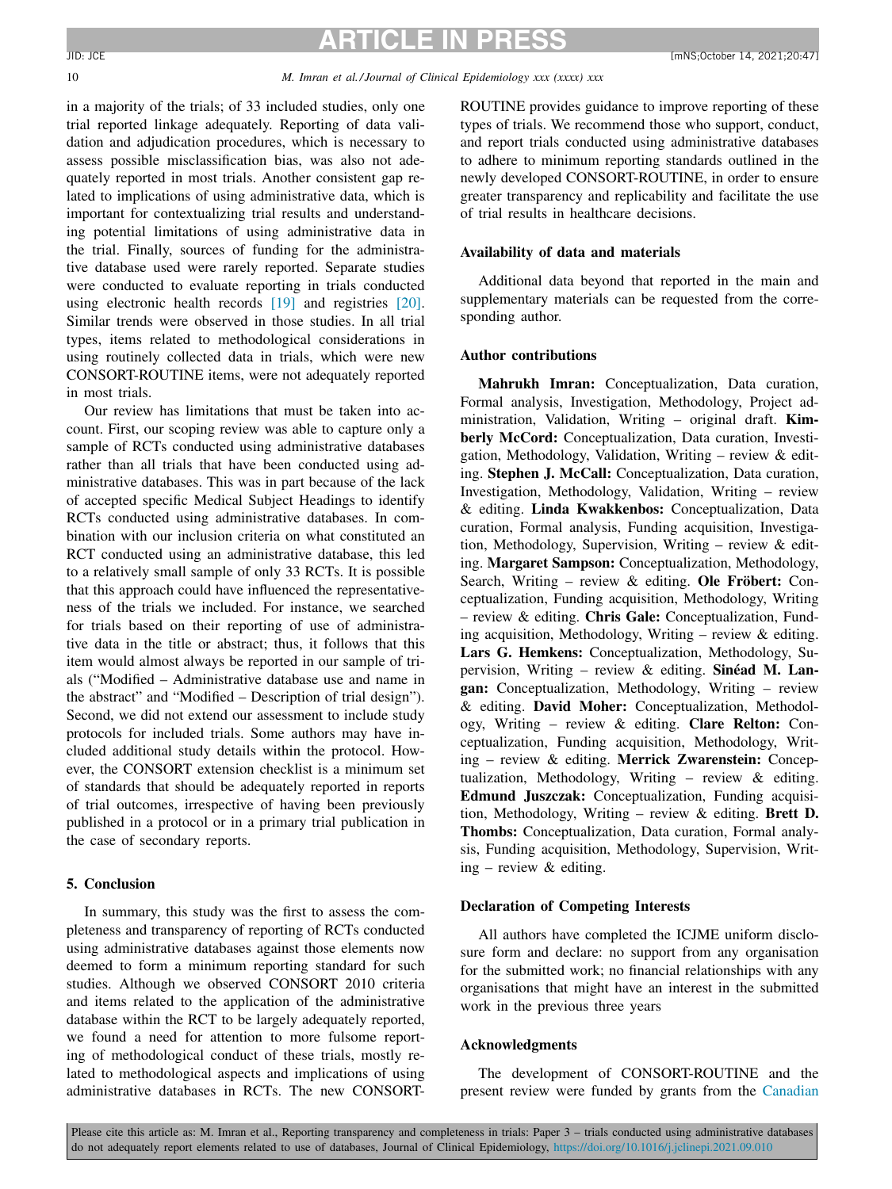in a majority of the trials; of 33 included studies, only one trial reported linkage adequately. Reporting of data validation and adjudication procedures, which is necessary to assess possible misclassification bias, was also not adequately reported in most trials. Another consistent gap related to implications of using administrative data, which is important for contextualizing trial results and understanding potential limitations of using administrative data in the trial. Finally, sources of funding for the administrative database used were rarely reported. Separate studies were conducted to evaluate reporting in trials conducted using electronic health records [19] and registries [20]. Similar trends were observed in those studies. In all trial types, items related to methodological considerations in using routinely collected data in trials, which were new CONSORT-ROUTINE items, were not adequately reported in most trials.

Our review has limitations that must be taken into account. First, our scoping review was able to capture only a sample of RCTs conducted using administrative databases rather than all trials that have been conducted using administrative databases. This was in part because of the lack of accepted specific Medical Subject Headings to identify RCTs conducted using administrative databases. In combination with our inclusion criteria on what constituted an RCT conducted using an administrative database, this led to a relatively small sample of only 33 RCTs. It is possible that this approach could have influenced the representativeness of the trials we included. For instance, we searched for trials based on their reporting of use of administrative data in the title or abstract; thus, it follows that this item would almost always be reported in our sample of trials ("Modified – Administrative database use and name in the abstract" and "Modified – Description of trial design"). Second, we did not extend our assessment to include study protocols for included trials. Some authors may have included additional study details within the protocol. However, the CONSORT extension checklist is a minimum set of standards that should be adequately reported in reports of trial outcomes, irrespective of having been previously published in a protocol or in a primary trial publication in the case of secondary reports.

## 5. Conclusion

In summary, this study was the first to assess the completeness and transparency of reporting of RCTs conducted using administrative databases against those elements now deemed to form a minimum reporting standard for such studies. Although we observed CONSORT 2010 criteria and items related to the application of the administrative database within the RCT to be largely adequately reported, we found a need for attention to more fulsome reporting of methodological conduct of these trials, mostly related to methodological aspects and implications of using administrative databases in RCTs. The new CONSORT-ROUTINE provides guidance to improve reporting of these types of trials. We recommend those who support, conduct, and report trials conducted using administrative databases to adhere to minimum reporting standards outlined in the newly developed CONSORT-ROUTINE, in order to ensure greater transparency and replicability and facilitate the use of trial results in healthcare decisions.

## Availability of data and materials

Additional data beyond that reported in the main and supplementary materials can be requested from the corresponding author.

## Author contributions

**Mahrukh Imran:** Conceptualization, Data curation, Formal analysis, Investigation, Methodology, Project administration, Validation, Writing – original draft. **Kimberly McCord:** Conceptualization, Data curation, Investigation, Methodology, Validation, Writing – review & editing. **Stephen J. McCall:** Conceptualization, Data curation, Investigation, Methodology, Validation, Writing – review & editing. **Linda Kwakkenbos:** Conceptualization, Data curation, Formal analysis, Funding acquisition, Investigation, Methodology, Supervision, Writing – review & editing. **Margaret Sampson:** Conceptualization, Methodology, Search, Writing – review & editing. **Ole Fröbert:** Conceptualization, Funding acquisition, Methodology, Writing – review & editing. **Chris Gale:** Conceptualization, Funding acquisition, Methodology, Writing – review & editing. **Lars G. Hemkens:** Conceptualization, Methodology, Supervision, Writing – review & editing. **Sinéad M. Langan:** Conceptualization, Methodology, Writing – review & editing. **David Moher:** Conceptualization, Methodology, Writing – review & editing. **Clare Relton:** Conceptualization, Funding acquisition, Methodology, Writing – review & editing. **Merrick Zwarenstein:** Conceptualization, Methodology, Writing – review & editing. **Edmund Juszczak:** Conceptualization, Funding acquisition, Methodology, Writing – review & editing. **Brett D. Thombs:** Conceptualization, Data curation, Formal analysis, Funding acquisition, Methodology, Supervision, Writing – review & editing.

## Declaration of Competing Interests

All authors have completed the ICJME uniform disclosure form and declare: no support from any organisation for the submitted work; no financial relationships with any organisations that might have an interest in the submitted work in the previous three years

## Acknowledgments

The development of CONSORT-ROUTINE and the present review were funded by grants from the Canadian

Please cite this article as: M. Imran et al., Reporting transparency and completeness in trials: Paper 3 – trials conducted using administrative databases do not adequately report elements related to use of databases, Journal of Clinical Epidemiology, https://doi.org/10.1016/j.jclinepi.2021.09.010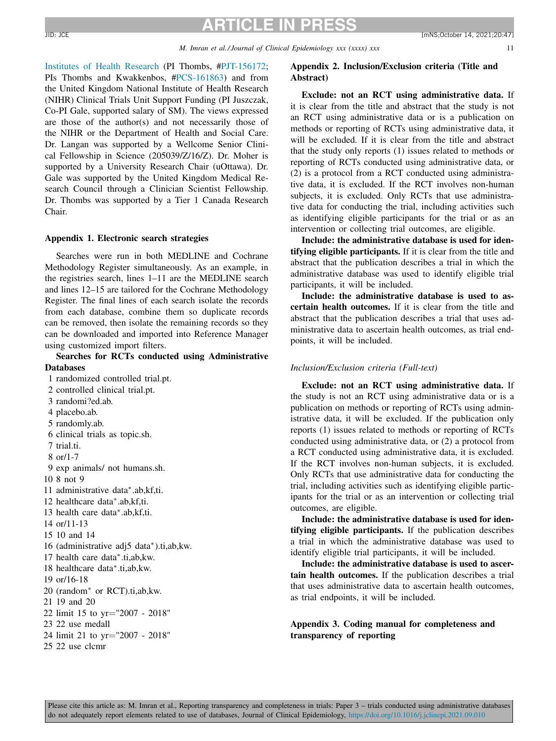Institutes of Health Research (PI Thombs, #PJT-156172; PIs Thombs and Kwakkenbos, #PCS-161863) and from the United Kingdom National Institute of Health Research (NIHR) Clinical Trials Unit Support Funding (PI Juszczak, Co-PI Gale, supported salary of SM). The views expressed are those of the author(s) and not necessarily those of the NIHR or the Department of Health and Social Care. Dr. Langan was supported by a Wellcome Senior Clinical Fellowship in Science (205039/Z/16/Z). Dr. Moher is supported by a University Research Chair (uOttawa). Dr. Gale was supported by the United Kingdom Medical Research Council through a Clinician Scientist Fellowship. Dr. Thombs was supported by a Tier 1 Canada Research Chair.

## Appendix 1. Electronic search strategies

Searches were run in both MEDLINE and Cochrane Methodology Register simultaneously. As an example, in the registries search, lines 1–11 are the MEDLINE search and lines 12–15 are tailored for the Cochrane Methodology Register. The final lines of each search isolate the records from each database, combine them so duplicate records can be removed, then isolate the remaining records so they can be downloaded and imported into Reference Manager using customized import filters.

**Searches for RCTs conducted using Administrative Databases**

1 randomized controlled trial.pt.
2 controlled clinical trial.pt.
3 randomi?ed.ab.
4 placebo.ab.
5 randomly.ab.
6 clinical trials as topic.sh.
7 trial.ti.
8 or/1-7
9 exp animals/ not humans.sh.
10 8 not 9
11 administrative data*.ab,kf,ti.
12 healthcare data*.ab,kf,ti.
13 health care data*.ab,kf,ti.
14 or/11-13
15 10 and 14
16 (administrative adj5 data*).ti,ab,kw.
17 health care data*.ti,ab,kw.
18 healthcare data*.ti,ab,kw.
19 or/16-18
20 (random* or RCT).ti,ab,kw.
21 19 and 20
22 limit 15 to yr="2007 - 2018"
23 22 use medall
24 limit 21 to yr="2007 - 2018"
25 22 use clcmr

## Appendix 2. Inclusion/Exclusion criteria (Title and Abstract)

**Exclude: not an RCT using administrative data.** If it is clear from the title and abstract that the study is not an RCT using administrative data or is a publication on methods or reporting of RCTs using administrative data, it will be excluded. If it is clear from the title and abstract that the study only reports (1) issues related to methods or reporting of RCTs conducted using administrative data, or (2) is a protocol from a RCT conducted using administrative data, it is excluded. If the RCT involves non-human subjects, it is excluded. Only RCTs that use administrative data for conducting the trial, including activities such as identifying eligible participants for the trial or as an intervention or collecting trial outcomes, are eligible.

**Include: the administrative database is used for identifying eligible participants.** If it is clear from the title and abstract that the publication describes a trial in which the administrative database was used to identify eligible trial participants, it will be included.

**Include: the administrative database is used to ascertain health outcomes.** If it is clear from the title and abstract that the publication describes a trial that uses administrative data to ascertain health outcomes, as trial endpoints, it will be included.

*Inclusion/Exclusion criteria (Full-text)*

**Exclude: not an RCT using administrative data.** If the study is not an RCT using administrative data or is a publication on methods or reporting of RCTs using administrative data, it will be excluded. If the publication only reports (1) issues related to methods or reporting of RCTs conducted using administrative data, or (2) a protocol from a RCT conducted using administrative data, it is excluded. If the RCT involves non-human subjects, it is excluded. Only RCTs that use administrative data for conducting the trial, including activities such as identifying eligible participants for the trial or as an intervention or collecting trial outcomes, are eligible.

**Include: the administrative database is used for identifying eligible participants.** If the publication describes a trial in which the administrative database was used to identify eligible trial participants, it will be included.

**Include: the administrative database is used to ascertain health outcomes.** If the publication describes a trial that uses administrative data to ascertain health outcomes, as trial endpoints, it will be included.

## Appendix 3. Coding manual for completeness and transparency of reporting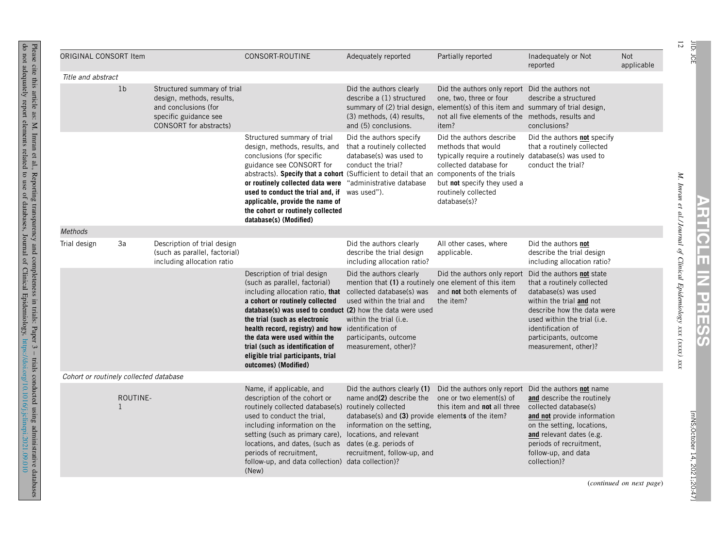| ORIGINAL CONSORT Item | | | CONSORT-ROUTINE | Adequately reported | Partially reported | Inadequately or Not reported | Not applicable |
|---|---|---|---|---|---|---|---|
| *Title and abstract* | | | | | | | |
| | 1b | Structured summary of trial design, methods, results, and conclusions (for specific guidance see CONSORT for abstracts) | | Did the authors clearly describe a (1) structured summary of (2) trial design, (3) methods, (4) results, and (5) conclusions. | Did the authors only report one, two, three or four element(s) of this item and not all five elements of the item? | Did the authors not describe a structured summary of trial design, methods, results and conclusions? | |
| | | | Structured summary of trial design, methods, results, and conclusions (for specific guidance see CONSORT for abstracts). **Specify that a cohort or routinely collected data were used to conduct the trial and, if applicable, provide the name of the cohort or routinely collected database(s) (Modified)** | Did the authors specify that a routinely collected database(s) was used to conduct the trial? (Sufficient to detail that an "administrative database was used"). | Did the authors describe methods that would typically require a routinely collected database for components of the trials but **not** specify they used a routinely collected database(s)? | Did the authors **not** specify that a routinely collected database(s) was used to conduct the trial? | |
| *Methods* | | | | | | | |
| Trial design | 3a | Description of trial design (such as parallel, factorial) including allocation ratio | | Did the authors clearly describe the trial design including allocation ratio? | All other cases, where applicable. | Did the authors **not** describe the trial design including allocation ratio? | |
| | | | Description of trial design (such as parallel, factorial) including allocation ratio, **that a cohort or routinely collected database(s) was used to conduct the trial (such as electronic health record, registry) and how the data were used within the trial (such as identification of eligible trial participants, trial outcomes) (Modified)** | Did the authors clearly mention that **(1)** a routinely collected database(s) was used within the trial and **(2)** how the data were used within the trial (i.e. identification of participants, outcome measurement, other)? | Did the authors only report one element of this item and **not** both elements of the item? | Did the authors **not** state that a routinely collected database(s) was used within the trial **and** not describe how the data were used within the trial (i.e. identification of participants, outcome measurement, other)? | |
| *Cohort or routinely collected database* | | | | | | | |
| | ROUTINE-1 | | Name, if applicable, and description of the cohort or routinely collected database(s) used to conduct the trial, including information on the setting (such as primary care), locations, and dates, (such as periods of recruitment, follow-up, and data collection) (New) | Did the authors clearly **(1)** name and **(2)** describe the routinely collected database(s) and **(3)** provide information on the setting, locations, and relevant dates (e.g. periods of recruitment, follow-up, and data collection)? | Did the authors only report one or two element(s) of this item and **not** all three elements of the item? | Did the authors **not** name **and** describe the routinely collected database(s) **and not** provide information on the setting, locations, **and** relevant dates (e.g. periods of recruitment, follow-up, and data collection)? | |

(*continued on next page*)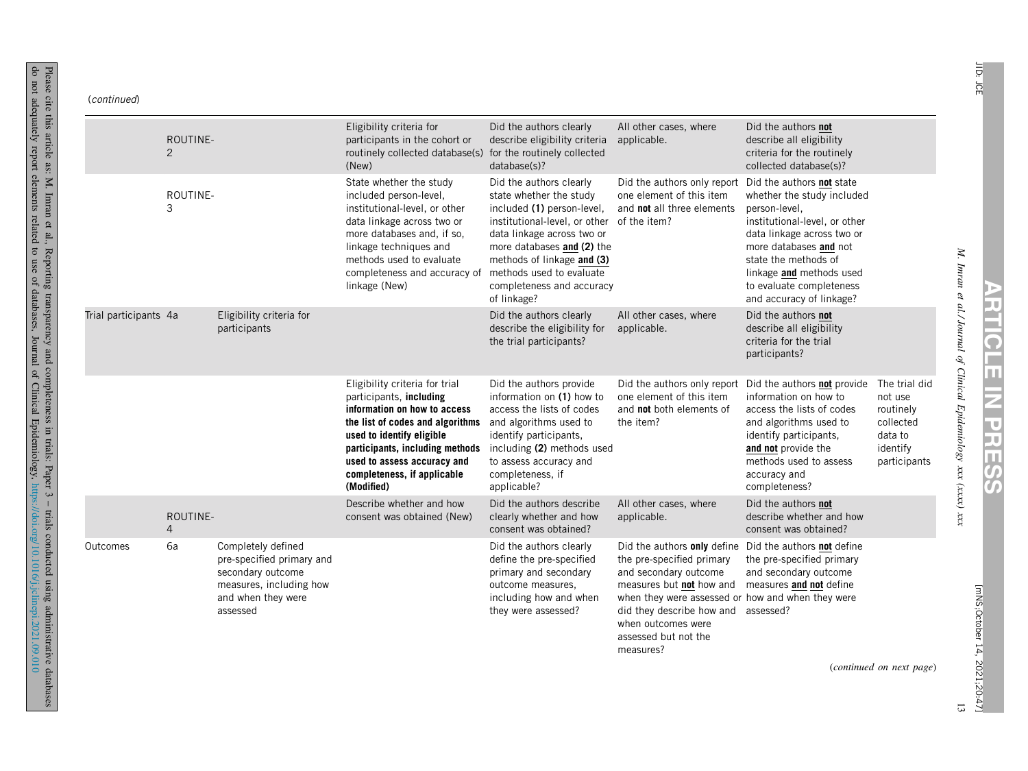(*continued*)

| | | | | | | | |
|---|---|---|---|---|---|---|---|
| | ROUTINE-2 | | Eligibility criteria for participants in the cohort or routinely collected database(s) (New) | Did the authors clearly describe eligibility criteria for the routinely collected database(s)? | All other cases, where applicable. | Did the authors **not** describe all eligibility criteria for the routinely collected database(s)? | |
| | ROUTINE-3 | | State whether the study included person-level, institutional-level, or other data linkage across two or more databases and, if so, linkage techniques and methods used to evaluate completeness and accuracy of linkage (New) | Did the authors clearly state whether the study included **(1)** person-level, institutional-level, or other data linkage across two or more databases **and (2)** the methods of linkage **and (3)** methods used to evaluate completeness and accuracy of linkage? | Did the authors only report one element of this item and **not** all three elements of the item? | Did the authors **not** state whether the study included person-level, institutional-level, or other data linkage across two or more databases **and** not state the methods of linkage **and** methods used to evaluate completeness and accuracy of linkage? | |
| Trial participants | 4a | Eligibility criteria for participants | | Did the authors clearly describe the eligibility for the trial participants? | All other cases, where applicable. | Did the authors **not** describe all eligibility criteria for the trial participants? | |
| | | | Eligibility criteria for trial participants, **including information on how to access the list of codes and algorithms used to identify eligible participants, including methods used to assess accuracy and completeness, if applicable (Modified)** | Did the authors provide information on **(1)** how to access the lists of codes and algorithms used to identify participants, including **(2)** methods used to assess accuracy and completeness, if applicable? | Did the authors only report one element of this item and **not** both elements of the item? | Did the authors **not** provide information on how to access the lists of codes and algorithms used to identify participants, **and not** provide the methods used to assess accuracy and completeness? | The trial did not use routinely collected data to identify participants |
| | ROUTINE-4 | | Describe whether and how consent was obtained (New) | Did the authors describe clearly whether and how consent was obtained? | All other cases, where applicable. | Did the authors **not** describe whether and how consent was obtained? | |
| Outcomes | 6a | Completely defined pre-specified primary and secondary outcome measures, including how and when they were assessed | | Did the authors clearly define the pre-specified primary and secondary outcome measures, including how and when they were assessed? | Did the authors **only** define the pre-specified primary and secondary outcome measures but **not** how and when they were assessed or did they describe how and when outcomes were assessed but not the measures? | Did the authors **not** define the pre-specified primary and secondary outcome measures **and not** define how and when they were assessed? | |

(*continued on next page*)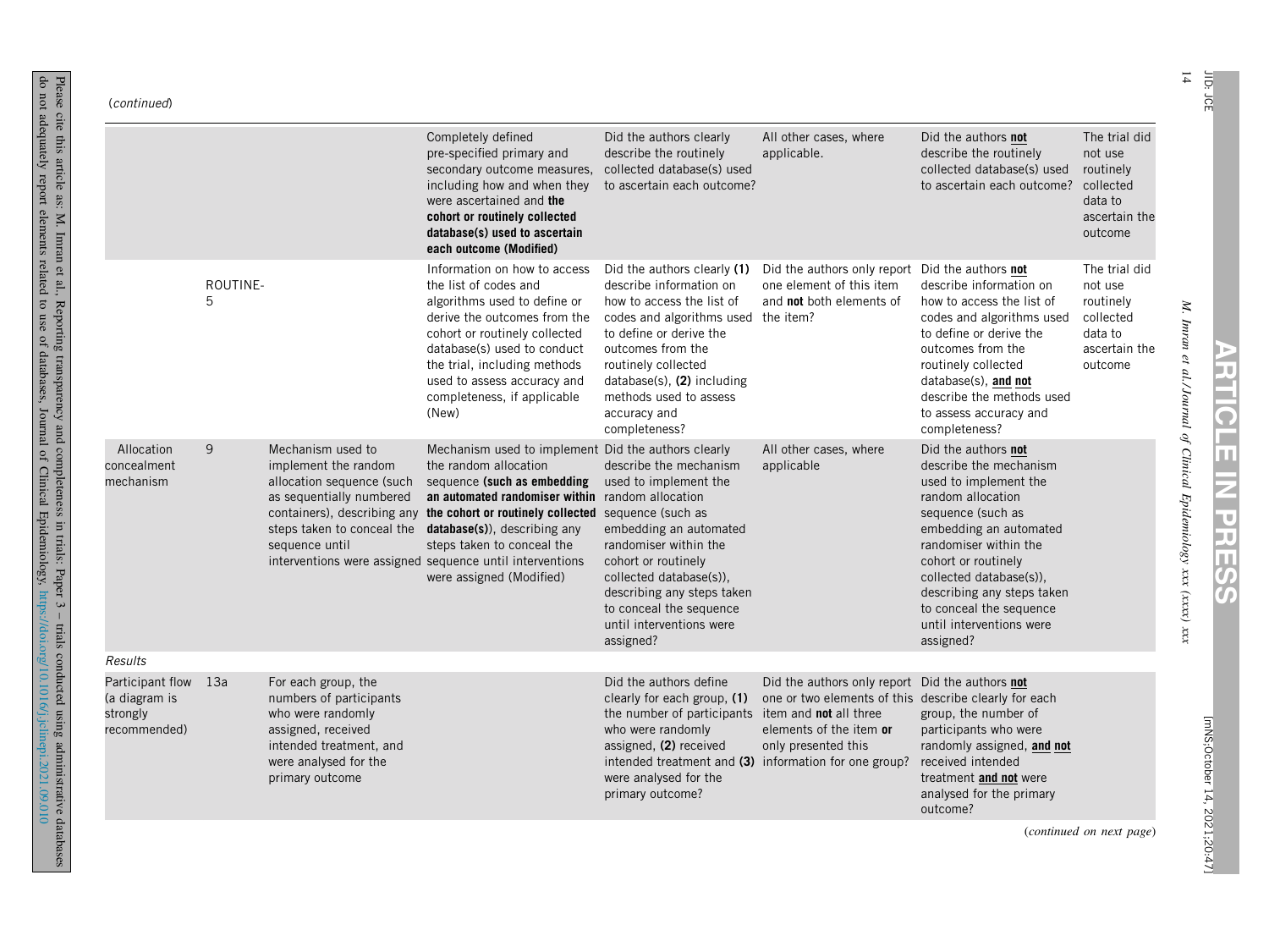(*continued*)

| | | | | | | | |
|---|---|---|---|---|---|---|---|
| | | | Completely defined pre-specified primary and secondary outcome measures, including how and when they were ascertained and **the cohort or routinely collected database(s) used to ascertain each outcome (Modified)** | Did the authors clearly describe the routinely collected database(s) used to ascertain each outcome? | All other cases, where applicable. | Did the authors **not** describe the routinely collected database(s) used to ascertain each outcome? | The trial did not use routinely collected data to ascertain the outcome |
| | ROUTINE-5 | | Information on how to access the list of codes and algorithms used to define or derive the outcomes from the cohort or routinely collected database(s) used to conduct the trial, including methods used to assess accuracy and completeness, if applicable (New) | Did the authors clearly **(1)** describe information on how to access the list of codes and algorithms used to define or derive the outcomes from the routinely collected database(s), **(2)** including methods used to assess accuracy and completeness? | Did the authors only report one element of this item and **not** both elements of the item? | Did the authors **not** describe information on how to access the list of codes and algorithms used to define or derive the outcomes from the routinely collected database(s), **and not** describe the methods used to assess accuracy and completeness? | The trial did not use routinely collected data to ascertain the outcome |
| Allocation concealment mechanism | 9 | Mechanism used to implement the random allocation sequence (such as sequentially numbered containers), describing any steps taken to conceal the sequence until interventions were assigned | Mechanism used to implement the random allocation sequence **(such as embedding an automated randomiser within the cohort or routinely collected database(s))**, describing any steps taken to conceal the sequence until interventions were assigned (Modified) | Did the authors clearly describe the mechanism used to implement the random allocation sequence (such as embedding an automated randomiser within the cohort or routinely collected database(s)), describing any steps taken to conceal the sequence until interventions were assigned? | All other cases, where applicable | Did the authors **not** describe the mechanism used to implement the random allocation sequence (such as embedding an automated randomiser within the cohort or routinely collected database(s)), describing any steps taken to conceal the sequence until interventions were assigned? | |
| *Results* | | | | | | | |
| Participant flow (a diagram is strongly recommended) | 13a | For each group, the numbers of participants who were randomly assigned, received intended treatment, and were analysed for the primary outcome | | Did the authors define clearly for each group, **(1)** the number of participants who were randomly assigned, **(2)** received intended treatment and **(3)** were analysed for the primary outcome? | Did the authors only report one or two elements of this item and **not** all three elements of the item **or** only presented this information for one group? | Did the authors **not** describe clearly for each group, the number of participants who were randomly assigned, **and not** received intended treatment **and not** were analysed for the primary outcome? | |

(*continued on next page*)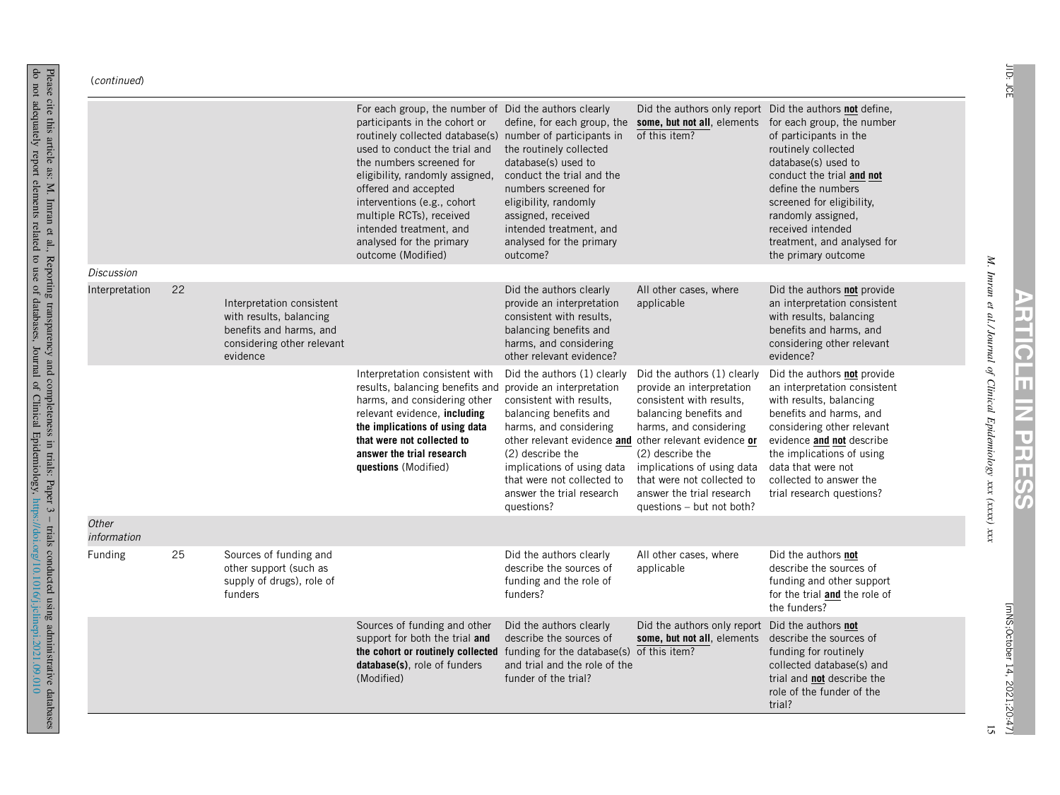(*continued*)

| | | | | | | |
|---|---|---|---|---|---|---|
| | | | For each group, the number of participants in the cohort or routinely collected database(s) used to conduct the trial and the numbers screened for eligibility, randomly assigned, offered and accepted interventions (e.g., cohort multiple RCTs), received intended treatment, and analysed for the primary outcome (Modified) | Did the authors clearly define, for each group, the number of participants in the routinely collected database(s) used to conduct the trial and the numbers screened for eligibility, randomly assigned, received intended treatment, and analysed for the primary outcome? | Did the authors only report **some, but not all**, elements of this item? | Did the authors **not** define, for each group, the number of participants in the routinely collected database(s) used to conduct the trial **and not** define the numbers screened for eligibility, randomly assigned, received intended treatment, and analysed for the primary outcome |
| *Discussion* | | | | | | |
| Interpretation | 22 | Interpretation consistent with results, balancing benefits and harms, and considering other relevant evidence | | Did the authors clearly provide an interpretation consistent with results, balancing benefits and harms, and considering other relevant evidence? | All other cases, where applicable | Did the authors **not** provide an interpretation consistent with results, balancing benefits and harms, and considering other relevant evidence? |
| | | | Interpretation consistent with results, balancing benefits and harms, and considering other relevant evidence, **including the implications of using data that were not collected to answer the trial research questions** (Modified) | Did the authors (1) clearly provide an interpretation consistent with results, balancing benefits and harms, and considering other relevant evidence **and** (2) describe the implications of using data that were not collected to answer the trial research questions? | Did the authors (1) clearly provide an interpretation consistent with results, balancing benefits and harms, and considering other relevant evidence **or** (2) describe the implications of using data that were not collected to answer the trial research questions – but not both? | Did the authors **not** provide an interpretation consistent with results, balancing benefits and harms, and considering other relevant evidence **and not** describe the implications of using data that were not collected to answer the trial research questions? |
| *Other information* | | | | | | |
| Funding | 25 | Sources of funding and other support (such as supply of drugs), role of funders | | Did the authors clearly describe the sources of funding and the role of funders? | All other cases, where applicable | Did the authors **not** describe the sources of funding and other support for the trial **and** the role of the funders? |
| | | | Sources of funding and other support for both the trial **and the cohort or routinely collected database(s)**, role of funders (Modified) | Did the authors clearly describe the sources of funding for the database(s) and trial and the role of the funder of the trial? | Did the authors only report **some, but not all**, elements of this item? | Did the authors **not** describe the sources of funding for routinely collected database(s) and trial and **not** describe the role of the funder of the trial? |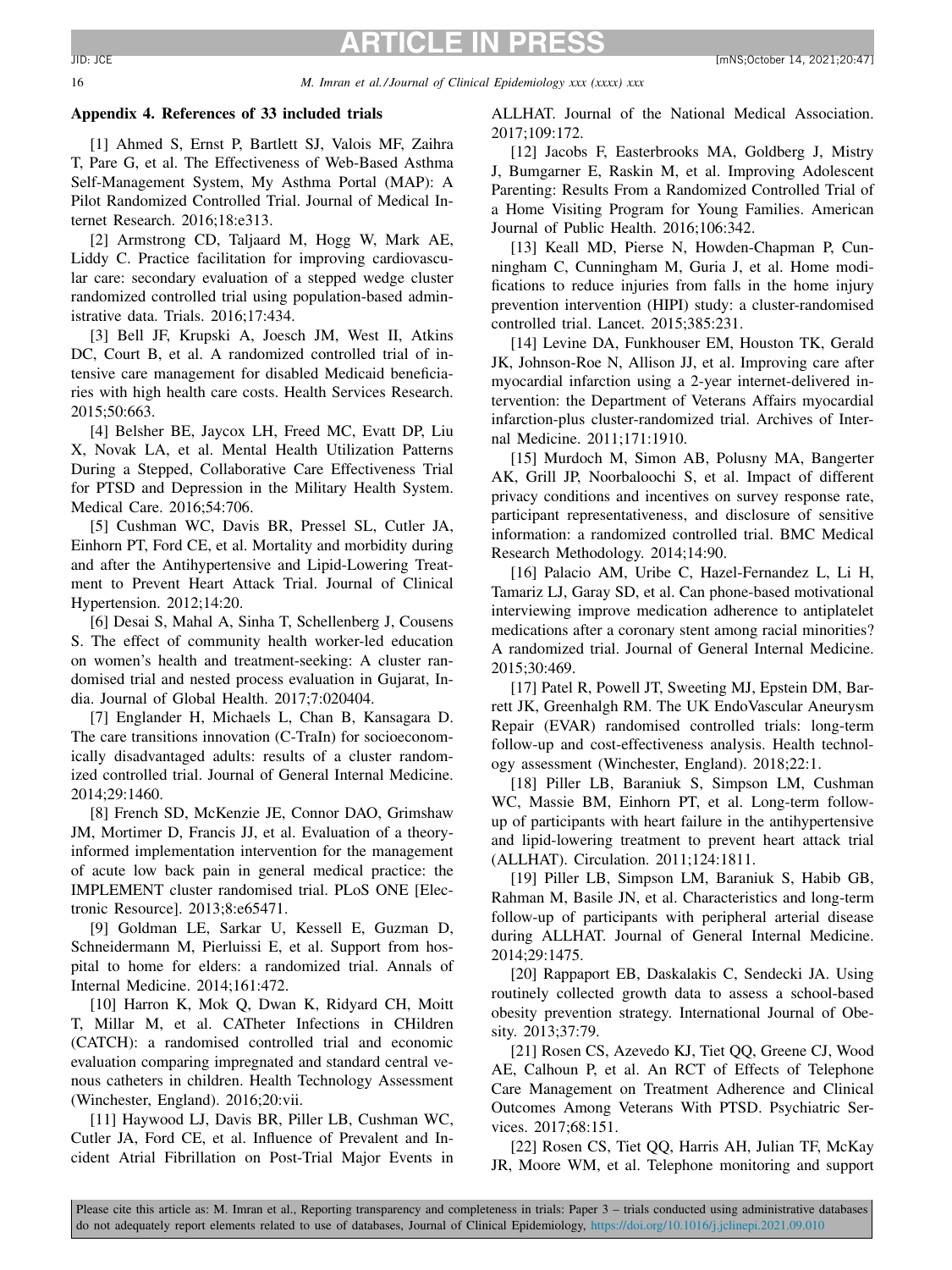### Appendix 4. References of 33 included trials

[1] Ahmed S, Ernst P, Bartlett SJ, Valois MF, Zaihra T, Pare G, et al. The Effectiveness of Web-Based Asthma Self-Management System, My Asthma Portal (MAP): A Pilot Randomized Controlled Trial. Journal of Medical Internet Research. 2016;18:e313.

[2] Armstrong CD, Taljaard M, Hogg W, Mark AE, Liddy C. Practice facilitation for improving cardiovascular care: secondary evaluation of a stepped wedge cluster randomized controlled trial using population-based administrative data. Trials. 2016;17:434.

[3] Bell JF, Krupski A, Joesch JM, West II, Atkins DC, Court B, et al. A randomized controlled trial of intensive care management for disabled Medicaid beneficiaries with high health care costs. Health Services Research. 2015;50:663.

[4] Belsher BE, Jaycox LH, Freed MC, Evatt DP, Liu X, Novak LA, et al. Mental Health Utilization Patterns During a Stepped, Collaborative Care Effectiveness Trial for PTSD and Depression in the Military Health System. Medical Care. 2016;54:706.

[5] Cushman WC, Davis BR, Pressel SL, Cutler JA, Einhorn PT, Ford CE, et al. Mortality and morbidity during and after the Antihypertensive and Lipid-Lowering Treatment to Prevent Heart Attack Trial. Journal of Clinical Hypertension. 2012;14:20.

[6] Desai S, Mahal A, Sinha T, Schellenberg J, Cousens S. The effect of community health worker-led education on women's health and treatment-seeking: A cluster randomised trial and nested process evaluation in Gujarat, India. Journal of Global Health. 2017;7:020404.

[7] Englander H, Michaels L, Chan B, Kansagara D. The care transitions innovation (C-TraIn) for socioeconomically disadvantaged adults: results of a cluster randomized controlled trial. Journal of General Internal Medicine. 2014;29:1460.

[8] French SD, McKenzie JE, Connor DAO, Grimshaw JM, Mortimer D, Francis JJ, et al. Evaluation of a theory-informed implementation intervention for the management of acute low back pain in general medical practice: the IMPLEMENT cluster randomised trial. PLoS ONE [Electronic Resource]. 2013;8:e65471.

[9] Goldman LE, Sarkar U, Kessell E, Guzman D, Schneidermann M, Pierluissi E, et al. Support from hospital to home for elders: a randomized trial. Annals of Internal Medicine. 2014;161:472.

[10] Harron K, Mok Q, Dwan K, Ridyard CH, Moitt T, Millar M, et al. CATheter Infections in CHildren (CATCH): a randomised controlled trial and economic evaluation comparing impregnated and standard central venous catheters in children. Health Technology Assessment (Winchester, England). 2016;20:vii.

[11] Haywood LJ, Davis BR, Piller LB, Cushman WC, Cutler JA, Ford CE, et al. Influence of Prevalent and Incident Atrial Fibrillation on Post-Trial Major Events in ALLHAT. Journal of the National Medical Association. 2017;109:172.

[12] Jacobs F, Easterbrooks MA, Goldberg J, Mistry J, Bumgarner E, Raskin M, et al. Improving Adolescent Parenting: Results From a Randomized Controlled Trial of a Home Visiting Program for Young Families. American Journal of Public Health. 2016;106:342.

[13] Keall MD, Pierse N, Howden-Chapman P, Cunningham C, Cunningham M, Guria J, et al. Home modifications to reduce injuries from falls in the home injury prevention intervention (HIPI) study: a cluster-randomised controlled trial. Lancet. 2015;385:231.

[14] Levine DA, Funkhouser EM, Houston TK, Gerald JK, Johnson-Roe N, Allison JJ, et al. Improving care after myocardial infarction using a 2-year internet-delivered intervention: the Department of Veterans Affairs myocardial infarction-plus cluster-randomized trial. Archives of Internal Medicine. 2011;171:1910.

[15] Murdoch M, Simon AB, Polusny MA, Bangerter AK, Grill JP, Noorbaloochi S, et al. Impact of different privacy conditions and incentives on survey response rate, participant representativeness, and disclosure of sensitive information: a randomized controlled trial. BMC Medical Research Methodology. 2014;14:90.

[16] Palacio AM, Uribe C, Hazel-Fernandez L, Li H, Tamariz LJ, Garay SD, et al. Can phone-based motivational interviewing improve medication adherence to antiplatelet medications after a coronary stent among racial minorities? A randomized trial. Journal of General Internal Medicine. 2015;30:469.

[17] Patel R, Powell JT, Sweeting MJ, Epstein DM, Barrett JK, Greenhalgh RM. The UK EndoVascular Aneurysm Repair (EVAR) randomised controlled trials: long-term follow-up and cost-effectiveness analysis. Health technology assessment (Winchester, England). 2018;22:1.

[18] Piller LB, Baraniuk S, Simpson LM, Cushman WC, Massie BM, Einhorn PT, et al. Long-term follow-up of participants with heart failure in the antihypertensive and lipid-lowering treatment to prevent heart attack trial (ALLHAT). Circulation. 2011;124:1811.

[19] Piller LB, Simpson LM, Baraniuk S, Habib GB, Rahman M, Basile JN, et al. Characteristics and long-term follow-up of participants with peripheral arterial disease during ALLHAT. Journal of General Internal Medicine. 2014;29:1475.

[20] Rappaport EB, Daskalakis C, Sendecki JA. Using routinely collected growth data to assess a school-based obesity prevention strategy. International Journal of Obesity. 2013;37:79.

[21] Rosen CS, Azevedo KJ, Tiet QQ, Greene CJ, Wood AE, Calhoun P, et al. An RCT of Effects of Telephone Care Management on Treatment Adherence and Clinical Outcomes Among Veterans With PTSD. Psychiatric Services. 2017;68:151.

[22] Rosen CS, Tiet QQ, Harris AH, Julian TF, McKay JR, Moore WM, et al. Telephone monitoring and support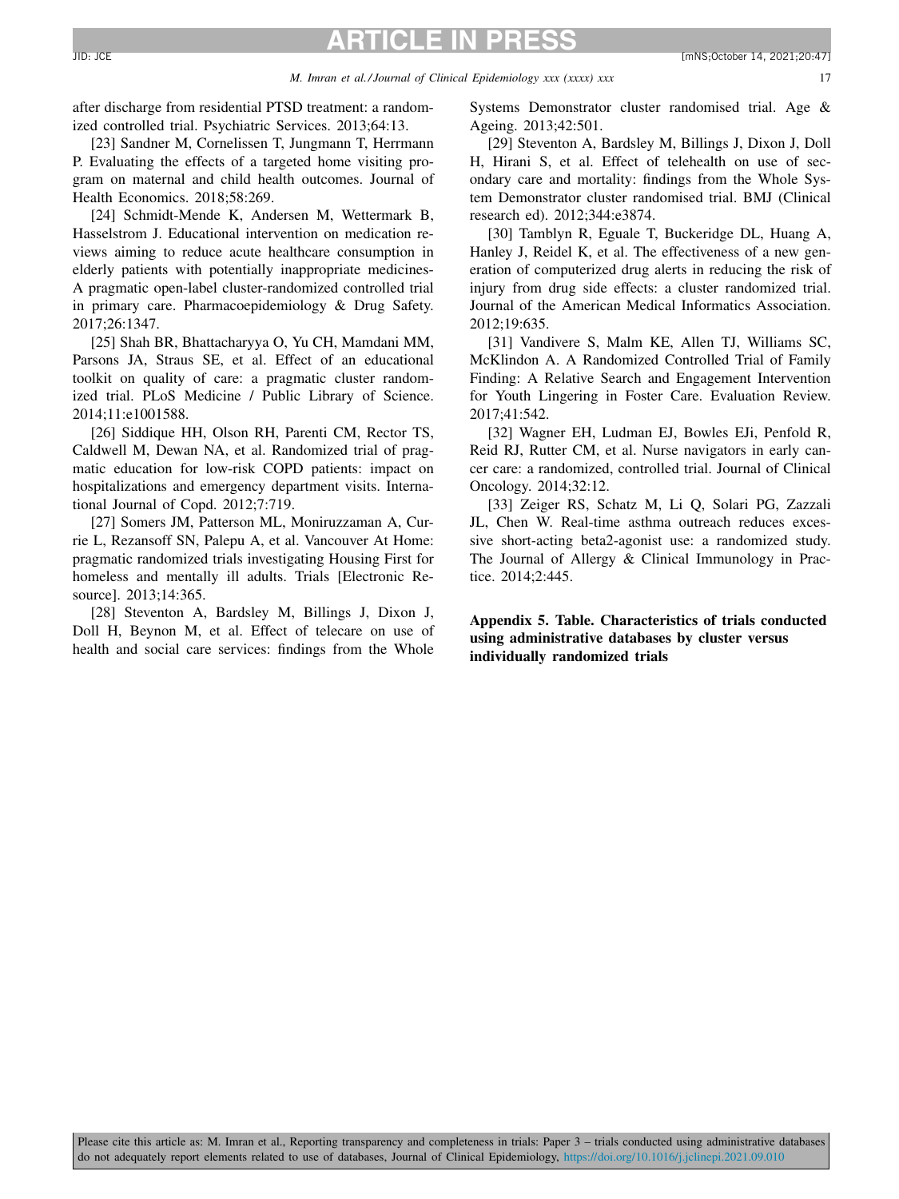after discharge from residential PTSD treatment: a randomized controlled trial. Psychiatric Services. 2013;64:13.

[23] Sandner M, Cornelissen T, Jungmann T, Herrmann P. Evaluating the effects of a targeted home visiting program on maternal and child health outcomes. Journal of Health Economics. 2018;58:269.

[24] Schmidt-Mende K, Andersen M, Wettermark B, Hasselstrom J. Educational intervention on medication reviews aiming to reduce acute healthcare consumption in elderly patients with potentially inappropriate medicines-A pragmatic open-label cluster-randomized controlled trial in primary care. Pharmacoepidemiology & Drug Safety. 2017;26:1347.

[25] Shah BR, Bhattacharyya O, Yu CH, Mamdani MM, Parsons JA, Straus SE, et al. Effect of an educational toolkit on quality of care: a pragmatic cluster randomized trial. PLoS Medicine / Public Library of Science. 2014;11:e1001588.

[26] Siddique HH, Olson RH, Parenti CM, Rector TS, Caldwell M, Dewan NA, et al. Randomized trial of pragmatic education for low-risk COPD patients: impact on hospitalizations and emergency department visits. International Journal of Copd. 2012;7:719.

[27] Somers JM, Patterson ML, Moniruzzaman A, Currie L, Rezansoff SN, Palepu A, et al. Vancouver At Home: pragmatic randomized trials investigating Housing First for homeless and mentally ill adults. Trials [Electronic Resource]. 2013;14:365.

[28] Steventon A, Bardsley M, Billings J, Dixon J, Doll H, Beynon M, et al. Effect of telecare on use of health and social care services: findings from the Whole Systems Demonstrator cluster randomised trial. Age & Ageing. 2013;42:501.

[29] Steventon A, Bardsley M, Billings J, Dixon J, Doll H, Hirani S, et al. Effect of telehealth on use of secondary care and mortality: findings from the Whole System Demonstrator cluster randomised trial. BMJ (Clinical research ed). 2012;344:e3874.

[30] Tamblyn R, Eguale T, Buckeridge DL, Huang A, Hanley J, Reidel K, et al. The effectiveness of a new generation of computerized drug alerts in reducing the risk of injury from drug side effects: a cluster randomized trial. Journal of the American Medical Informatics Association. 2012;19:635.

[31] Vandivere S, Malm KE, Allen TJ, Williams SC, McKlindon A. A Randomized Controlled Trial of Family Finding: A Relative Search and Engagement Intervention for Youth Lingering in Foster Care. Evaluation Review. 2017;41:542.

[32] Wagner EH, Ludman EJ, Bowles EJi, Penfold R, Reid RJ, Rutter CM, et al. Nurse navigators in early cancer care: a randomized, controlled trial. Journal of Clinical Oncology. 2014;32:12.

[33] Zeiger RS, Schatz M, Li Q, Solari PG, Zazzali JL, Chen W. Real-time asthma outreach reduces excessive short-acting beta2-agonist use: a randomized study. The Journal of Allergy & Clinical Immunology in Practice. 2014;2:445.

**Appendix 5. Table. Characteristics of trials conducted using administrative databases by cluster versus individually randomized trials**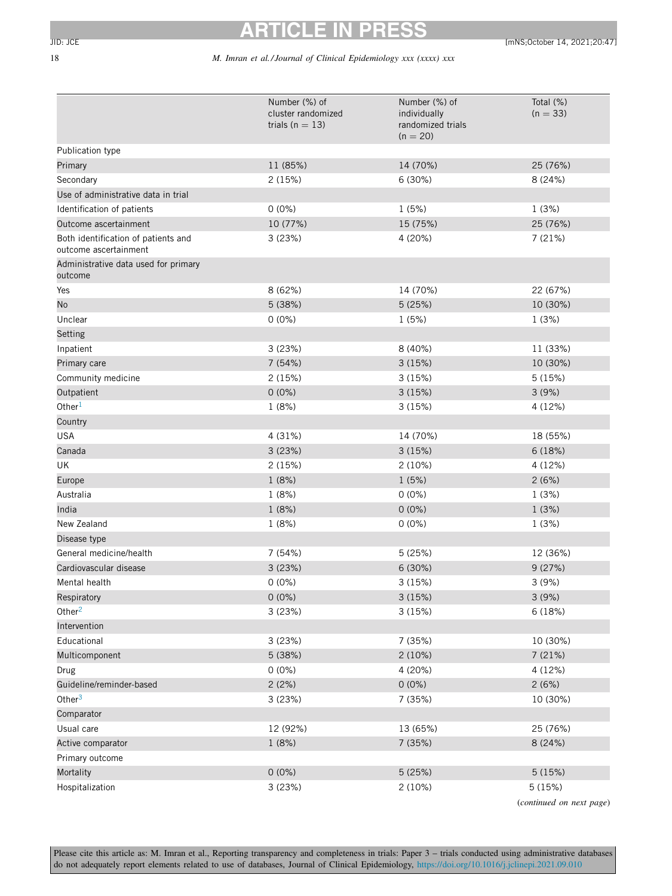| | Number (%) of cluster randomized trials (n = 13) | Number (%) of individually randomized trials (n = 20) | Total (%) (n = 33) |
|---|---|---|---|
| Publication type | | | |
| Primary | 11 (85%) | 14 (70%) | 25 (76%) |
| Secondary | 2 (15%) | 6 (30%) | 8 (24%) |
| Use of administrative data in trial | | | |
| Identification of patients | 0 (0%) | 1 (5%) | 1 (3%) |
| Outcome ascertainment | 10 (77%) | 15 (75%) | 25 (76%) |
| Both identification of patients and outcome ascertainment | 3 (23%) | 4 (20%) | 7 (21%) |
| Administrative data used for primary outcome | | | |
| Yes | 8 (62%) | 14 (70%) | 22 (67%) |
| No | 5 (38%) | 5 (25%) | 10 (30%) |
| Unclear | 0 (0%) | 1 (5%) | 1 (3%) |
| Setting | | | |
| Inpatient | 3 (23%) | 8 (40%) | 11 (33%) |
| Primary care | 7 (54%) | 3 (15%) | 10 (30%) |
| Community medicine | 2 (15%) | 3 (15%) | 5 (15%) |
| Outpatient | 0 (0%) | 3 (15%) | 3 (9%) |
| Other[1] | 1 (8%) | 3 (15%) | 4 (12%) |
| Country | | | |
| USA | 4 (31%) | 14 (70%) | 18 (55%) |
| Canada | 3 (23%) | 3 (15%) | 6 (18%) |
| UK | 2 (15%) | 2 (10%) | 4 (12%) |
| Europe | 1 (8%) | 1 (5%) | 2 (6%) |
| Australia | 1 (8%) | 0 (0%) | 1 (3%) |
| India | 1 (8%) | 0 (0%) | 1 (3%) |
| New Zealand | 1 (8%) | 0 (0%) | 1 (3%) |
| Disease type | | | |
| General medicine/health | 7 (54%) | 5 (25%) | 12 (36%) |
| Cardiovascular disease | 3 (23%) | 6 (30%) | 9 (27%) |
| Mental health | 0 (0%) | 3 (15%) | 3 (9%) |
| Respiratory | 0 (0%) | 3 (15%) | 3 (9%) |
| Other[2] | 3 (23%) | 3 (15%) | 6 (18%) |
| Intervention | | | |
| Educational | 3 (23%) | 7 (35%) | 10 (30%) |
| Multicomponent | 5 (38%) | 2 (10%) | 7 (21%) |
| Drug | 0 (0%) | 4 (20%) | 4 (12%) |
| Guideline/reminder-based | 2 (2%) | 0 (0%) | 2 (6%) |
| Other[3] | 3 (23%) | 7 (35%) | 10 (30%) |
| Comparator | | | |
| Usual care | 12 (92%) | 13 (65%) | 25 (76%) |
| Active comparator | 1 (8%) | 7 (35%) | 8 (24%) |
| Primary outcome | | | |
| Mortality | 0 (0%) | 5 (25%) | 5 (15%) |
| Hospitalization | 3 (23%) | 2 (10%) | 5 (15%) |

(*continued on next page*)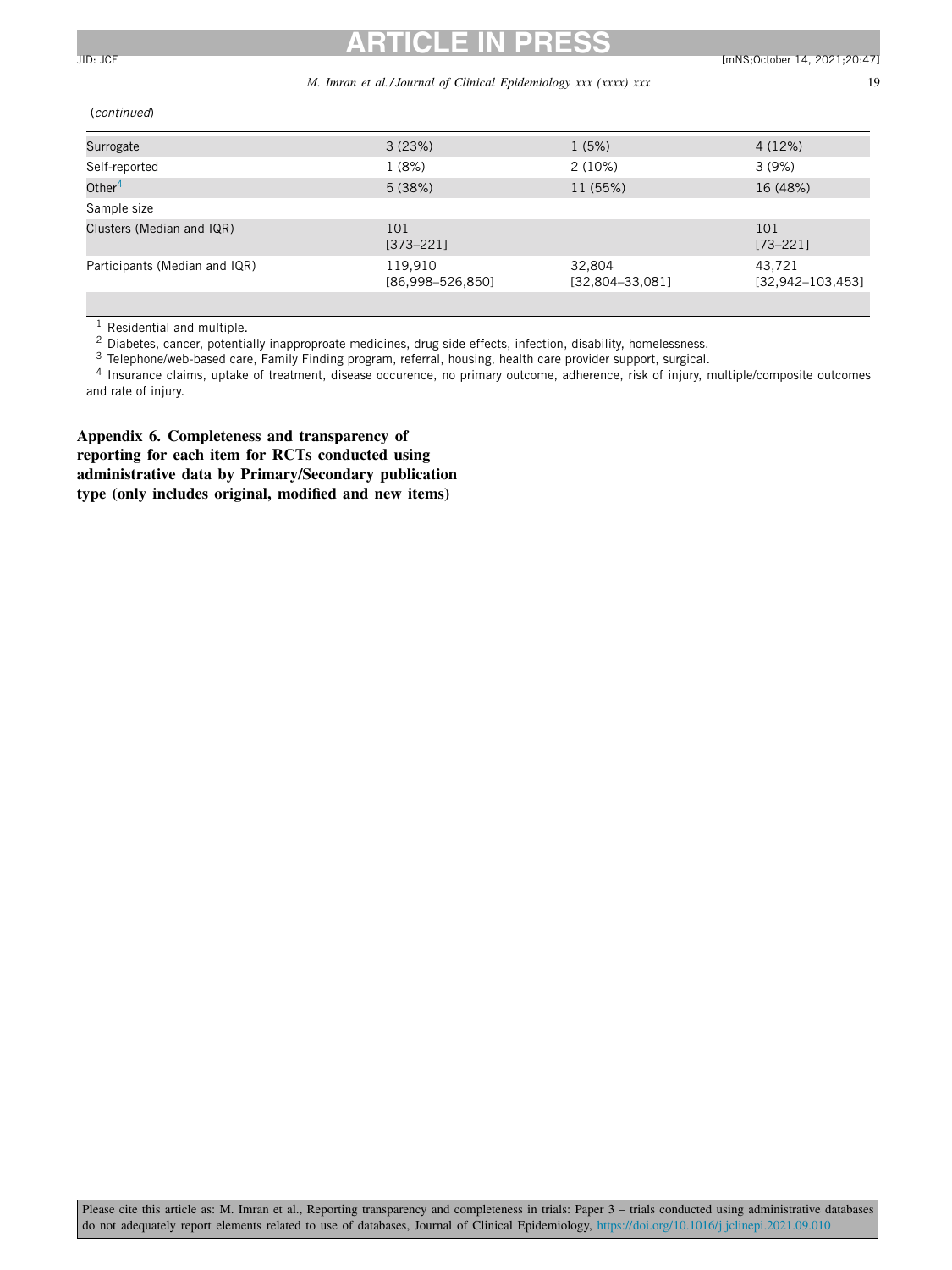(*continued*)

| | | | |
|---|---|---|---|
| Surrogate | 3 (23%) | 1 (5%) | 4 (12%) |
| Self-reported | 1 (8%) | 2 (10%) | 3 (9%) |
| Other[4] | 5 (38%) | 11 (55%) | 16 (48%) |
| Sample size | | | |
| Clusters (Median and IQR) | 101 [373–221] | | 101 [73–221] |
| Participants (Median and IQR) | 119,910 [86,998–526,850] | 32,804 [32,804–33,081] | 43,721 [32,942–103,453] |

[1] Residential and multiple.
[2] Diabetes, cancer, potentially inapproproate medicines, drug side effects, infection, disability, homelessness.
[3] Telephone/web-based care, Family Finding program, referral, housing, health care provider support, surgical.
[4] Insurance claims, uptake of treatment, disease occurence, no primary outcome, adherence, risk of injury, multiple/composite outcomes and rate of injury.

## Appendix 6. Completeness and transparency of reporting for each item for RCTs conducted using administrative data by Primary/Secondary publication type (only includes original, modified and new items)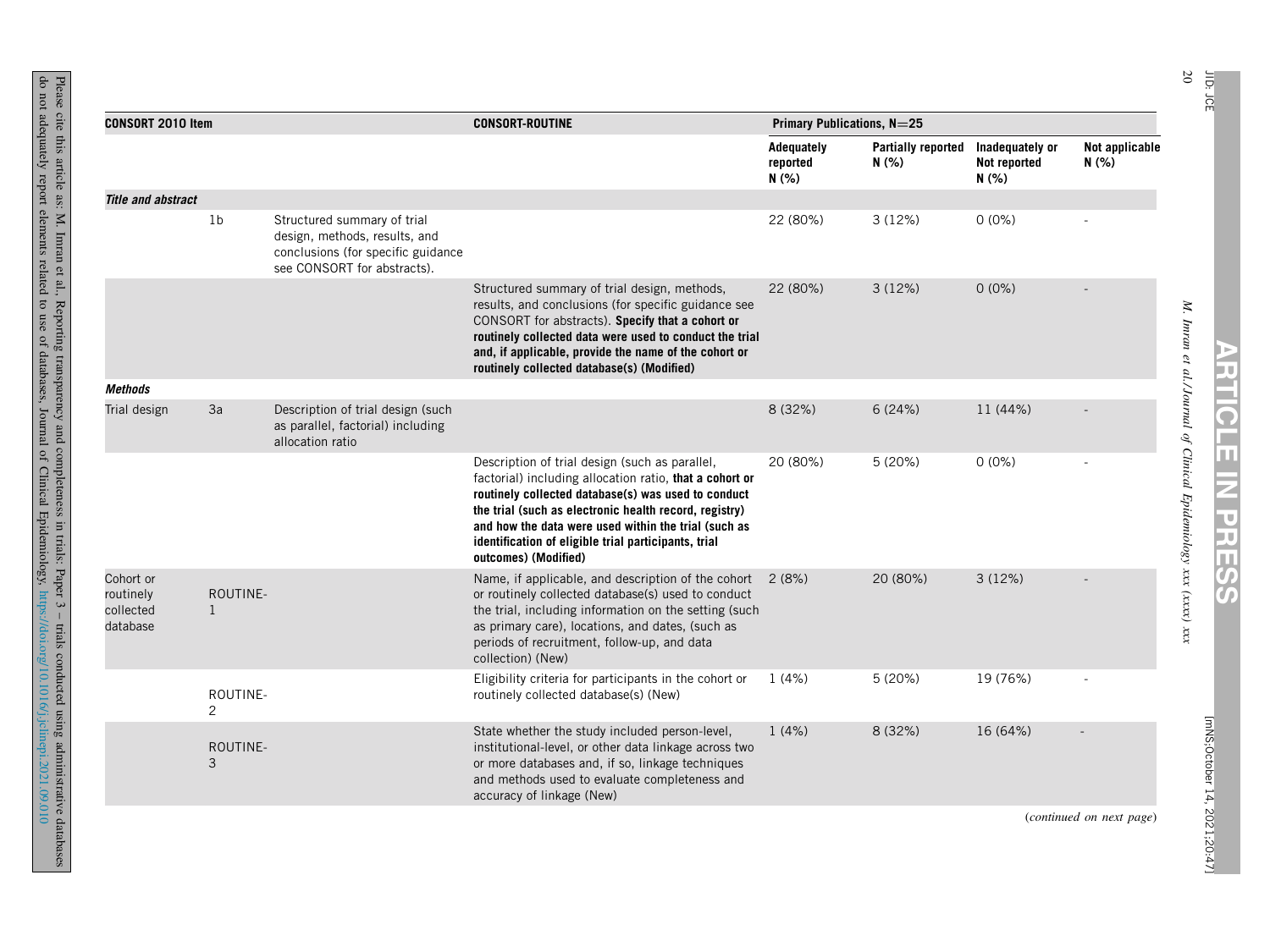| CONSORT 2010 Item | | | CONSORT-ROUTINE | Primary Publications, N=25 | | | |
|---|---|---|---|---|---|---|---|
| | | | | Adequately reported N (%) | Partially reported N (%) | Inadequately or Not reported N (%) | Not applicable N (%) |
| ***Title and abstract*** | | | | | | | |
| | 1b | Structured summary of trial design, methods, results, and conclusions (for specific guidance see CONSORT for abstracts). | | 22 (80%) | 3 (12%) | 0 (0%) | - |
| | | | Structured summary of trial design, methods, results, and conclusions (for specific guidance see CONSORT for abstracts). **Specify that a cohort or routinely collected data were used to conduct the trial and, if applicable, provide the name of the cohort or routinely collected database(s) (Modified)** | 22 (80%) | 3 (12%) | 0 (0%) | - |
| ***Methods*** | | | | | | | |
| Trial design | 3a | Description of trial design (such as parallel, factorial) including allocation ratio | | 8 (32%) | 6 (24%) | 11 (44%) | - |
| | | | Description of trial design (such as parallel, factorial) including allocation ratio, **that a cohort or routinely collected database(s) was used to conduct the trial (such as electronic health record, registry) and how the data were used within the trial (such as identification of eligible trial participants, trial outcomes) (Modified)** | 20 (80%) | 5 (20%) | 0 (0%) | - |
| Cohort or routinely collected database | ROUTINE-1 | | Name, if applicable, and description of the cohort or routinely collected database(s) used to conduct the trial, including information on the setting (such as primary care), locations, and dates, (such as periods of recruitment, follow-up, and data collection) (New) | 2 (8%) | 20 (80%) | 3 (12%) | - |
| | ROUTINE-2 | | Eligibility criteria for participants in the cohort or routinely collected database(s) (New) | 1 (4%) | 5 (20%) | 19 (76%) | - |
| | ROUTINE-3 | | State whether the study included person-level, institutional-level, or other data linkage across two or more databases and, if so, linkage techniques and methods used to evaluate completeness and accuracy of linkage (New) | 1 (4%) | 8 (32%) | 16 (64%) | - |

(*continued on next page*)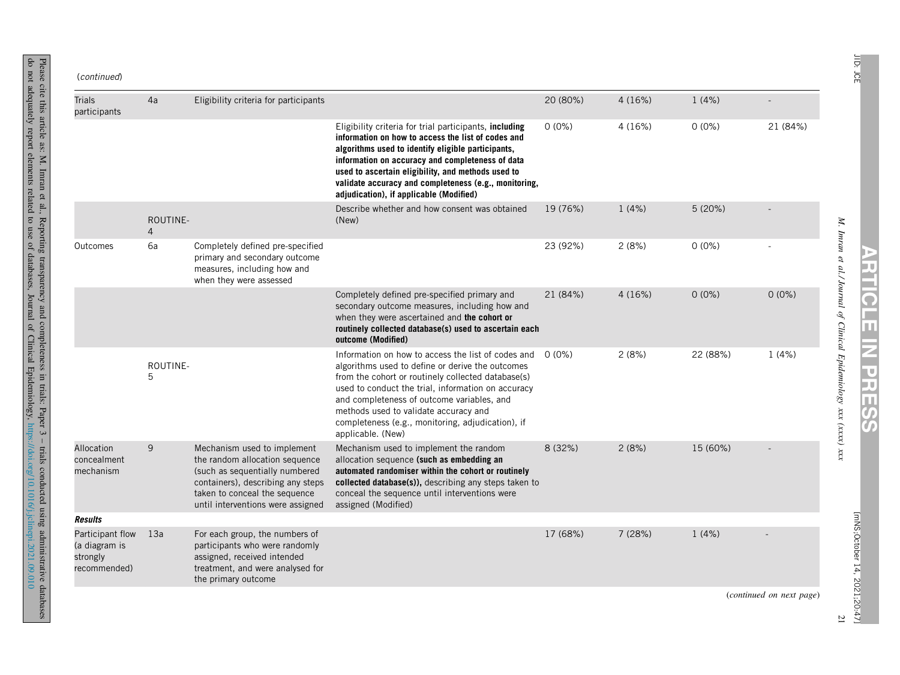(*continued*)

| | | | | | | | |
|---|---|---|---|---|---|---|---|
| Trials participants | 4a | Eligibility criteria for participants | | 20 (80%) | 4 (16%) | 1 (4%) | - |
| | | | Eligibility criteria for trial participants, **including information on how to access the list of codes and algorithms used to identify eligible participants, information on accuracy and completeness of data used to ascertain eligibility, and methods used to validate accuracy and completeness (e.g., monitoring, adjudication), if applicable (Modified)** | 0 (0%) | 4 (16%) | 0 (0%) | 21 (84%) |
| | ROUTINE-4 | | Describe whether and how consent was obtained (New) | 19 (76%) | 1 (4%) | 5 (20%) | - |
| Outcomes | 6a | Completely defined pre-specified primary and secondary outcome measures, including how and when they were assessed | | 23 (92%) | 2 (8%) | 0 (0%) | - |
| | | | Completely defined pre-specified primary and secondary outcome measures, including how and when they were ascertained and **the cohort or routinely collected database(s) used to ascertain each outcome (Modified)** | 21 (84%) | 4 (16%) | 0 (0%) | 0 (0%) |
| | ROUTINE-5 | | Information on how to access the list of codes and algorithms used to define or derive the outcomes from the cohort or routinely collected database(s) used to conduct the trial, information on accuracy and completeness of outcome variables, and methods used to validate accuracy and completeness (e.g., monitoring, adjudication), if applicable. (New) | 0 (0%) | 2 (8%) | 22 (88%) | 1 (4%) |
| Allocation concealment mechanism | 9 | Mechanism used to implement the random allocation sequence (such as sequentially numbered containers), describing any steps taken to conceal the sequence until interventions were assigned | Mechanism used to implement the random allocation sequence **(such as embedding an automated randomiser within the cohort or routinely collected database(s)),** describing any steps taken to conceal the sequence until interventions were assigned (Modified) | 8 (32%) | 2 (8%) | 15 (60%) | - |
| ***Results*** | | | | | | | |
| Participant flow (a diagram is strongly recommended) | 13a | For each group, the numbers of participants who were randomly assigned, received intended treatment, and were analysed for the primary outcome | | 17 (68%) | 7 (28%) | 1 (4%) | - |

(*continued on next page*)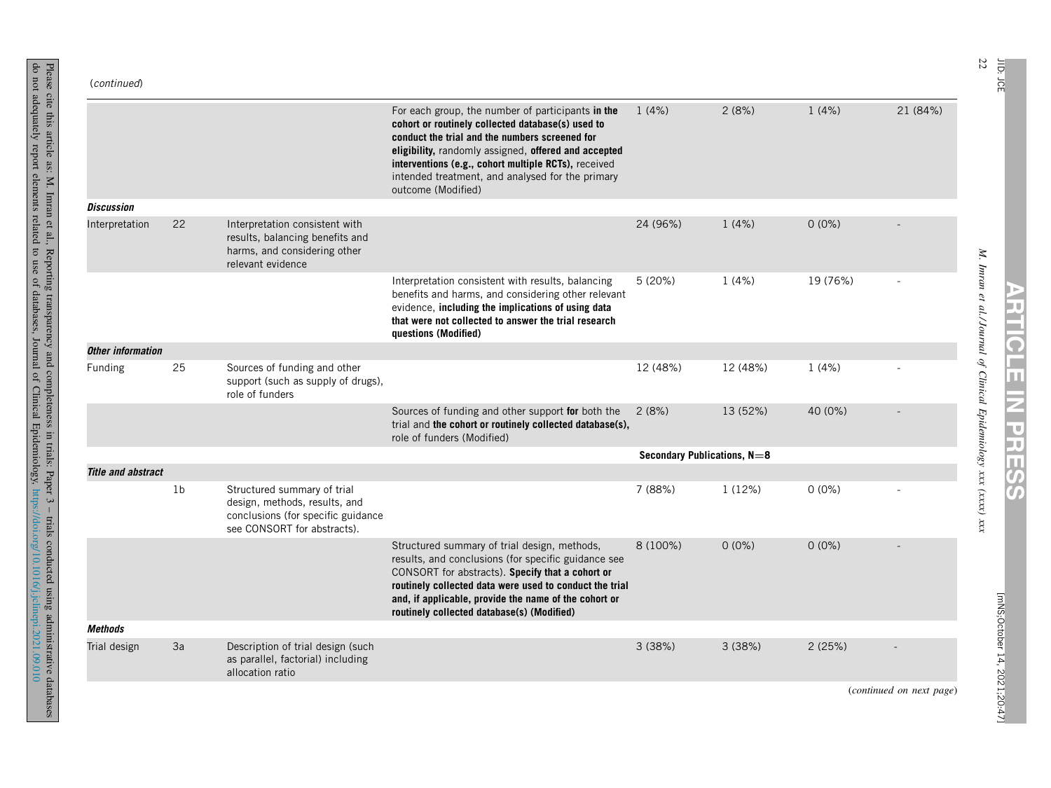(*continued*)

| | | | | | | | |
|---|---|---|---|---|---|---|---|
| | | | For each group, the number of participants **in the cohort or routinely collected database(s) used to conduct the trial and the numbers screened for eligibility,** randomly assigned, **offered and accepted interventions (e.g., cohort multiple RCTs),** received intended treatment, and analysed for the primary outcome (Modified) | 1 (4%) | 2 (8%) | 1 (4%) | 21 (84%) |
| ***Discussion*** | | | | | | | |
| Interpretation | 22 | Interpretation consistent with results, balancing benefits and harms, and considering other relevant evidence | | 24 (96%) | 1 (4%) | 0 (0%) | - |
| | | | Interpretation consistent with results, balancing benefits and harms, and considering other relevant evidence, **including the implications of using data that were not collected to answer the trial research questions (Modified)** | 5 (20%) | 1 (4%) | 19 (76%) | - |
| ***Other information*** | | | | | | | |
| Funding | 25 | Sources of funding and other support (such as supply of drugs), role of funders | | 12 (48%) | 12 (48%) | 1 (4%) | - |
| | | | Sources of funding and other support **for** both the trial and **the cohort or routinely collected database(s),** role of funders (Modified) | 2 (8%) | 13 (52%) | 40 (0%) | - |
| | | | | **Secondary Publications, N=8** | | | |
| ***Title and abstract*** | | | | | | | |
| | 1b | Structured summary of trial design, methods, results, and conclusions (for specific guidance see CONSORT for abstracts). | | 7 (88%) | 1 (12%) | 0 (0%) | - |
| | | | Structured summary of trial design, methods, results, and conclusions (for specific guidance see CONSORT for abstracts). **Specify that a cohort or routinely collected data were used to conduct the trial and, if applicable, provide the name of the cohort or routinely collected database(s) (Modified)** | 8 (100%) | 0 (0%) | 0 (0%) | - |
| ***Methods*** | | | | | | | |
| Trial design | 3a | Description of trial design (such as parallel, factorial) including allocation ratio | | 3 (38%) | 3 (38%) | 2 (25%) | - |

(*continued on next page*)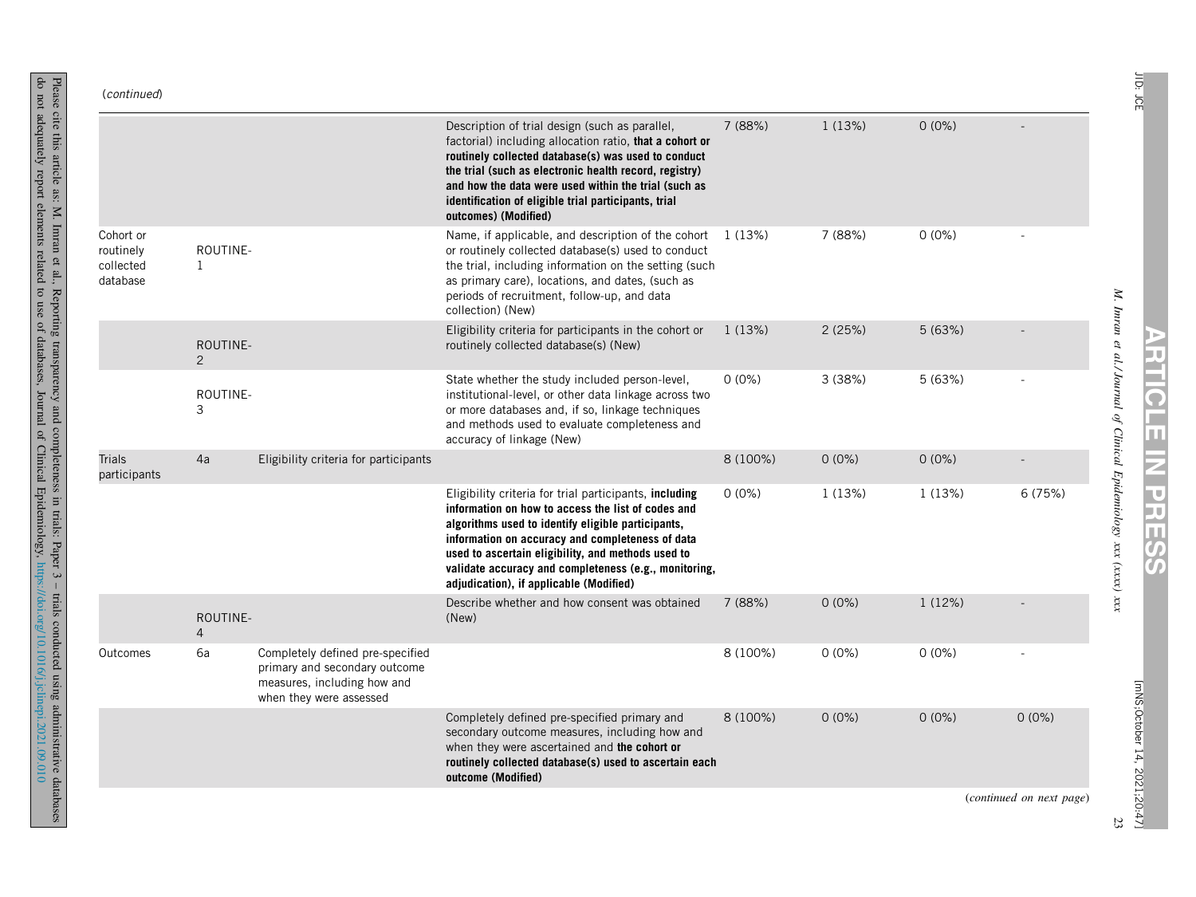(*continued*)

| | | | | | | | |
|---|---|---|---|---|---|---|---|
| | | | Description of trial design (such as parallel, factorial) including allocation ratio, **that a cohort or routinely collected database(s) was used to conduct the trial (such as electronic health record, registry) and how the data were used within the trial (such as identification of eligible trial participants, trial outcomes) (Modified)** | 7 (88%) | 1 (13%) | 0 (0%) | - |
| Cohort or routinely collected database | ROUTINE-1 | | Name, if applicable, and description of the cohort or routinely collected database(s) used to conduct the trial, including information on the setting (such as primary care), locations, and dates, (such as periods of recruitment, follow-up, and data collection) (New) | 1 (13%) | 7 (88%) | 0 (0%) | - |
| | ROUTINE-2 | | Eligibility criteria for participants in the cohort or routinely collected database(s) (New) | 1 (13%) | 2 (25%) | 5 (63%) | - |
| | ROUTINE-3 | | State whether the study included person-level, institutional-level, or other data linkage across two or more databases and, if so, linkage techniques and methods used to evaluate completeness and accuracy of linkage (New) | 0 (0%) | 3 (38%) | 5 (63%) | - |
| Trials participants | 4a | Eligibility criteria for participants | | 8 (100%) | 0 (0%) | 0 (0%) | - |
| | | | Eligibility criteria for trial participants, **including information on how to access the list of codes and algorithms used to identify eligible participants, information on accuracy and completeness of data used to ascertain eligibility, and methods used to validate accuracy and completeness (e.g., monitoring, adjudication), if applicable (Modified)** | 0 (0%) | 1 (13%) | 1 (13%) | 6 (75%) |
| | ROUTINE-4 | | Describe whether and how consent was obtained (New) | 7 (88%) | 0 (0%) | 1 (12%) | - |
| Outcomes | 6a | Completely defined pre-specified primary and secondary outcome measures, including how and when they were assessed | | 8 (100%) | 0 (0%) | 0 (0%) | - |
| | | | Completely defined pre-specified primary and secondary outcome measures, including how and when they were ascertained and **the cohort or routinely collected database(s) used to ascertain each outcome (Modified)** | 8 (100%) | 0 (0%) | 0 (0%) | 0 (0%) |

(*continued on next page*)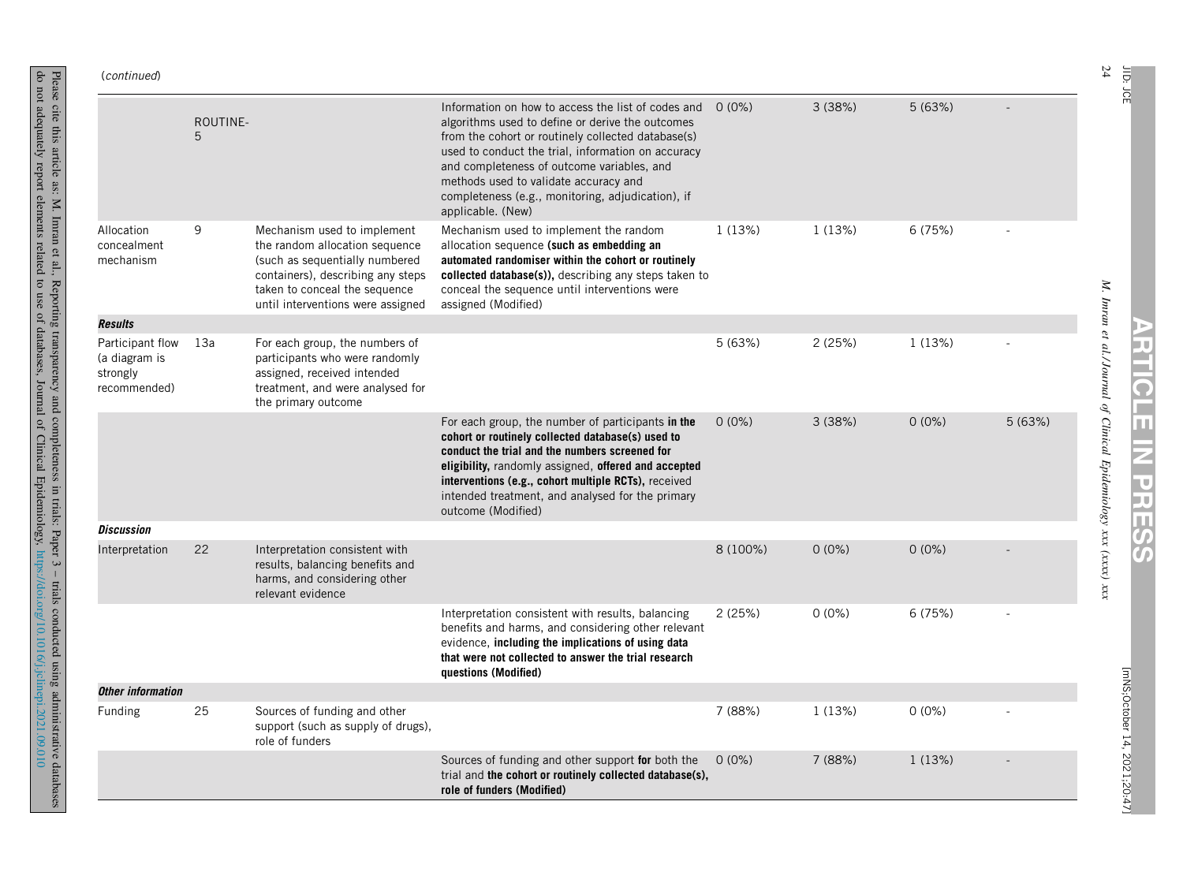(*continued*)

| | | | | | | | |
|---|---|---|---|---|---|---|---|
| | ROUTINE-5 | | Information on how to access the list of codes and algorithms used to define or derive the outcomes from the cohort or routinely collected database(s) used to conduct the trial, information on accuracy and completeness of outcome variables, and methods used to validate accuracy and completeness (e.g., monitoring, adjudication), if applicable. (New) | 0 (0%) | 3 (38%) | 5 (63%) | - |
| Allocation concealment mechanism | 9 | Mechanism used to implement the random allocation sequence (such as sequentially numbered containers), describing any steps taken to conceal the sequence until interventions were assigned | Mechanism used to implement the random allocation sequence **(such as embedding an automated randomiser within the cohort or routinely collected database(s)),** describing any steps taken to conceal the sequence until interventions were assigned (Modified) | 1 (13%) | 1 (13%) | 6 (75%) | - |
| ***Results*** | | | | | | | |
| Participant flow (a diagram is strongly recommended) | 13a | For each group, the numbers of participants who were randomly assigned, received intended treatment, and were analysed for the primary outcome | | 5 (63%) | 2 (25%) | 1 (13%) | - |
| | | | For each group, the number of participants **in the cohort or routinely collected database(s) used to conduct the trial and the numbers screened for eligibility,** randomly assigned, **offered and accepted interventions (e.g., cohort multiple RCTs),** received intended treatment, and analysed for the primary outcome (Modified) | 0 (0%) | 3 (38%) | 0 (0%) | 5 (63%) |
| ***Discussion*** | | | | | | | |
| Interpretation | 22 | Interpretation consistent with results, balancing benefits and harms, and considering other relevant evidence | | 8 (100%) | 0 (0%) | 0 (0%) | - |
| | | | Interpretation consistent with results, balancing benefits and harms, and considering other relevant evidence, **including the implications of using data that were not collected to answer the trial research questions (Modified)** | 2 (25%) | 0 (0%) | 6 (75%) | - |
| ***Other information*** | | | | | | | |
| Funding | 25 | Sources of funding and other support (such as supply of drugs), role of funders | | 7 (88%) | 1 (13%) | 0 (0%) | - |
| | | | Sources of funding and other support **for** both the trial and **the cohort or routinely collected database(s), role of funders (Modified)** | 0 (0%) | 7 (88%) | 1 (13%) | - |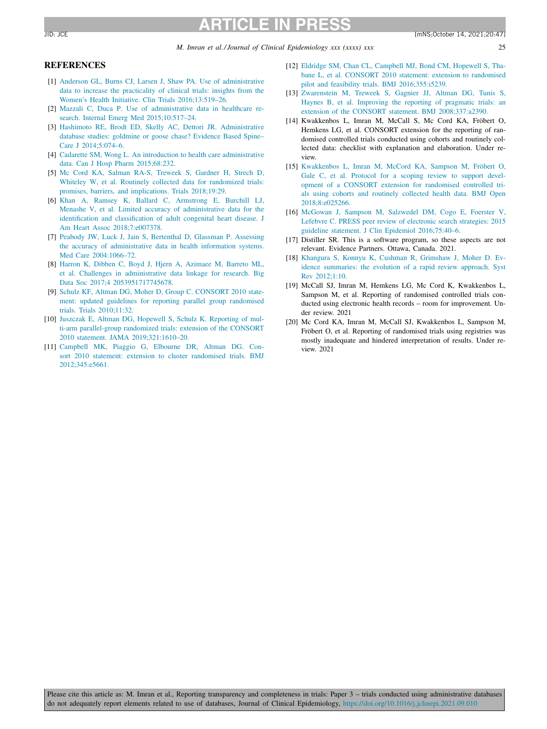## REFERENCES

[1] Anderson GL, Burns CJ, Larsen J, Shaw PA. Use of administrative data to increase the practicality of clinical trials: insights from the Women's Health Initiative. Clin Trials 2016;13:519–26.

[2] Mazzali C, Duca P. Use of administrative data in healthcare research. Internal Emerg Med 2015;10:517–24.

[3] Hashimoto RE, Brodt ED, Skelly AC, Dettori JR. Administrative database studies: goldmine or goose chase? Evidence Based Spine–Care J 2014;5:074–6.

[4] Cadarette SM, Wong L. An introduction to health care administrative data. Can J Hosp Pharm 2015;68:232.

[5] Mc Cord KA, Salman RA-S, Treweek S, Gardner H, Strech D, Whiteley W, et al. Routinely collected data for randomized trials: promises, barriers, and implications. Trials 2018;19:29.

[6] Khan A, Ramsey K, Ballard C, Armstrong E, Burchill LJ, Menashe V, et al. Limited accuracy of administrative data for the identification and classification of adult congenital heart disease. J Am Heart Assoc 2018;7:e007378.

[7] Peabody JW, Luck J, Jain S, Bertenthal D, Glassman P. Assessing the accuracy of administrative data in health information systems. Med Care 2004:1066–72.

[8] Harron K, Dibben C, Boyd J, Hjern A, Azimaee M, Barreto ML, et al. Challenges in administrative data linkage for research. Big Data Soc 2017;4 2053951717745678.

[9] Schulz KF, Altman DG, Moher D, Group C. CONSORT 2010 statement: updated guidelines for reporting parallel group randomised trials. Trials 2010;11:32.

[10] Juszczak E, Altman DG, Hopewell S, Schulz K. Reporting of multi-arm parallel-group randomized trials: extension of the CONSORT 2010 statement. JAMA 2019;321:1610–20.

[11] Campbell MK, Piaggio G, Elbourne DR, Altman DG. Consort 2010 statement: extension to cluster randomised trials. BMJ 2012;345:e5661.

[12] Eldridge SM, Chan CL, Campbell MJ, Bond CM, Hopewell S, Thabane L, et al. CONSORT 2010 statement: extension to randomised pilot and feasibility trials. BMJ 2016;355:i5239.

[13] Zwarenstein M, Treweek S, Gagnier JJ, Altman DG, Tunis S, Haynes B, et al. Improving the reporting of pragmatic trials: an extension of the CONSORT statement. BMJ 2008;337:a2390.

[14] Kwakkenbos L, Imran M, McCall S, Mc Cord KA, Fröbert O, Hemkens LG, et al. CONSORT extension for the reporting of randomised controlled trials conducted using cohorts and routinely collected data: checklist with explanation and elaboration. Under review.

[15] Kwakkenbos L, Imran M, McCord KA, Sampson M, Fröbert O, Gale C, et al. Protocol for a scoping review to support development of a CONSORT extension for randomised controlled trials using cohorts and routinely collected health data. BMJ Open 2018;8:e025266.

[16] McGowan J, Sampson M, Salzwedel DM, Cogo E, Foerster V, Lefebvre C. PRESS peer review of electronic search strategies: 2015 guideline statement. J Clin Epidemiol 2016;75:40–6.

[17] Distiller SR. This is a software program, so these aspects are not relevant. Evidence Partners. Ottawa, Canada. 2021.

[18] Khangura S, Konnyu K, Cushman R, Grimshaw J, Moher D. Evidence summaries: the evolution of a rapid review approach. Syst Rev 2012;1:10.

[19] McCall SJ, Imran M, Hemkens LG, Mc Cord K, Kwakkenbos L, Sampson M, et al. Reporting of randomised controlled trials conducted using electronic health records – room for improvement. Under review. 2021

[20] Mc Cord KA, Imran M, McCall SJ, Kwakkenbos L, Sampson M, Fröbert O, et al. Reporting of randomised trials using registries was mostly inadequate and hindered interpretation of results. Under review. 2021